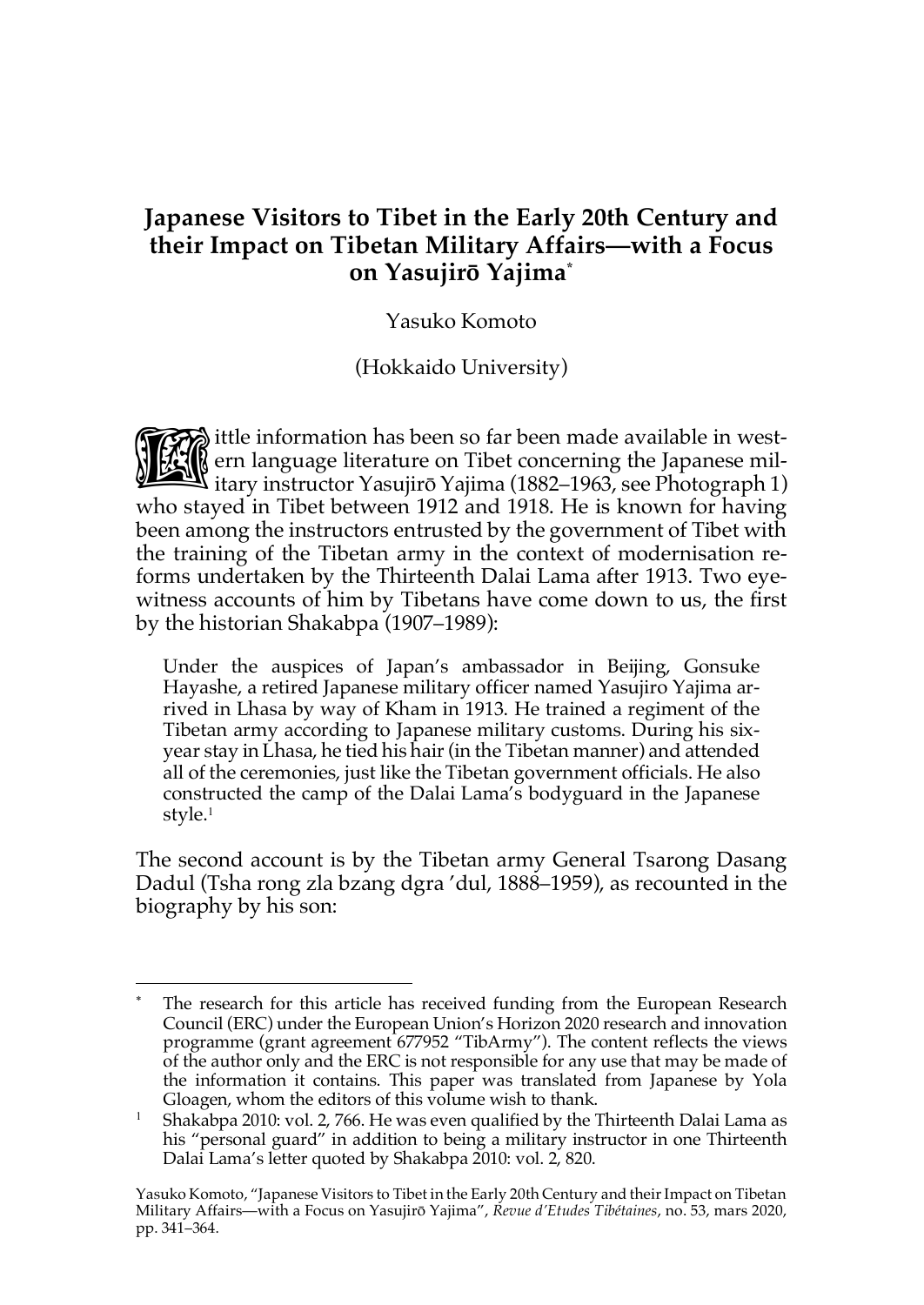# Japanese Visitors to Tibet in the Early 20th Century and their Impact on Tibetan Military Affairs—with a Focus on Yasujirō Yajima*

Yasuko Komoto

(Hokkaido University)

Little information has been so far been made available in western language literature on Tibet concerning the Japanese military instructor Yasujirō Yajima (1882–1963, see Photograph 1) who stayed in Tibet between 1912 and 1918. He is known for having been among the instructors entrusted by the government of Tibet with the training of the Tibetan army in the context of modernisation reforms undertaken by the Thirteenth Dalai Lama after 1913. Two eyewitness accounts of him by Tibetans have come down to us, the first by the historian Shakabpa (1907–1989):

> Under the auspices of Japan's ambassador in Beijing, Gonsuke Hayashe, a retired Japanese military officer named Yasujiro Yajima arrived in Lhasa by way of Kham in 1913. He trained a regiment of the Tibetan army according to Japanese military customs. During his six-year stay in Lhasa, he tied his hair (in the Tibetan manner) and attended all of the ceremonies, just like the Tibetan government officials. He also constructed the camp of the Dalai Lama's bodyguard in the Japanese style.[1]

The second account is by the Tibetan army General Tsarong Dasang Dadul (Tsha rong zla bzang dgra 'dul, 1888–1959), as recounted in the biography by his son:

---

\* The research for this article has received funding from the European Research Council (ERC) under the European Union's Horizon 2020 research and innovation programme (grant agreement 677952 "TibArmy"). The content reflects the views of the author only and the ERC is not responsible for any use that may be made of the information it contains. This paper was translated from Japanese by Yola Gloagen, whom the editors of this volume wish to thank.

[1] Shakabpa 2010: vol. 2, 766. He was even qualified by the Thirteenth Dalai Lama as his "personal guard" in addition to being a military instructor in one Thirteenth Dalai Lama's letter quoted by Shakabpa 2010: vol. 2, 820.

Yasuko Komoto, "Japanese Visitors to Tibet in the Early 20th Century and their Impact on Tibetan Military Affairs—with a Focus on Yasujirō Yajima", *Revue d'Etudes Tibétaines*, no. 53, mars 2020, pp. 341–364.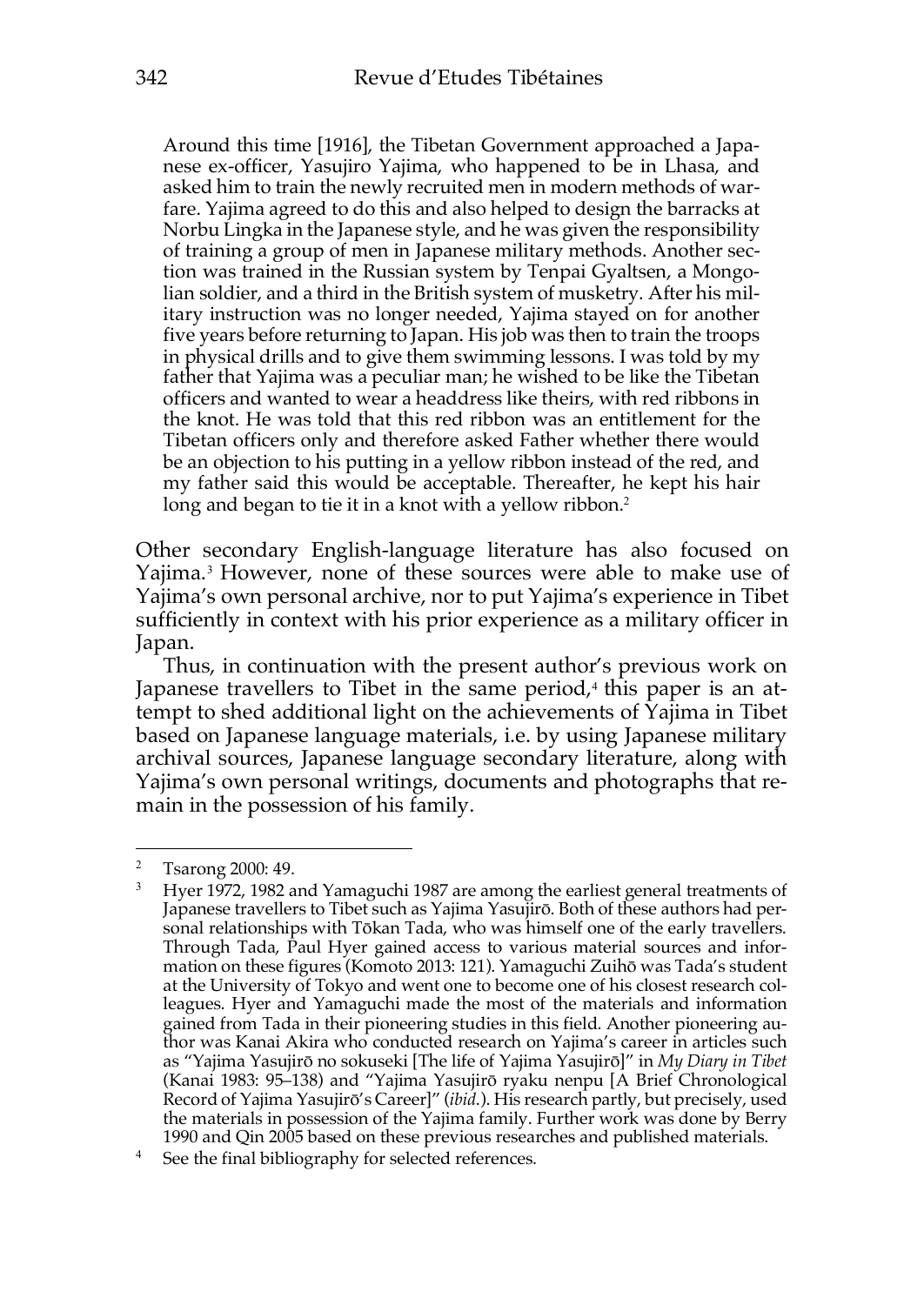> Around this time [1916], the Tibetan Government approached a Japanese ex-officer, Yasujiro Yajima, who happened to be in Lhasa, and asked him to train the newly recruited men in modern methods of warfare. Yajima agreed to do this and also helped to design the barracks at Norbu Lingka in the Japanese style, and he was given the responsibility of training a group of men in Japanese military methods. Another section was trained in the Russian system by Tenpai Gyaltsen, a Mongolian soldier, and a third in the British system of musketry. After his military instruction was no longer needed, Yajima stayed on for another five years before returning to Japan. His job was then to train the troops in physical drills and to give them swimming lessons. I was told by my father that Yajima was a peculiar man; he wished to be like the Tibetan officers and wanted to wear a headdress like theirs, with red ribbons in the knot. He was told that this red ribbon was an entitlement for the Tibetan officers only and therefore asked Father whether there would be an objection to his putting in a yellow ribbon instead of the red, and my father said this would be acceptable. Thereafter, he kept his hair long and began to tie it in a knot with a yellow ribbon.[2]

Other secondary English-language literature has also focused on Yajima.[3] However, none of these sources were able to make use of Yajima's own personal archive, nor to put Yajima's experience in Tibet sufficiently in context with his prior experience as a military officer in Japan.

Thus, in continuation with the present author's previous work on Japanese travellers to Tibet in the same period,[4] this paper is an attempt to shed additional light on the achievements of Yajima in Tibet based on Japanese language materials, i.e. by using Japanese military archival sources, Japanese language secondary literature, along with Yajima's own personal writings, documents and photographs that remain in the possession of his family.

---

[2] Tsarong 2000: 49.

[3] Hyer 1972, 1982 and Yamaguchi 1987 are among the earliest general treatments of Japanese travellers to Tibet such as Yajima Yasujirō. Both of these authors had personal relationships with Tōkan Tada, who was himself one of the early travellers. Through Tada, Paul Hyer gained access to various material sources and information on these figures (Komoto 2013: 121). Yamaguchi Zuihō was Tada's student at the University of Tokyo and went one to become one of his closest research colleagues. Hyer and Yamaguchi made the most of the materials and information gained from Tada in their pioneering studies in this field. Another pioneering author was Kanai Akira who conducted research on Yajima's career in articles such as "Yajima Yasujirō no sokuseki [The life of Yajima Yasujirō]" in *My Diary in Tibet* (Kanai 1983: 95–138) and "Yajima Yasujirō ryaku nenpu [A Brief Chronological Record of Yajima Yasujirō's Career]" (*ibid.*). His research partly, but precisely, used the materials in possession of the Yajima family. Further work was done by Berry 1990 and Qin 2005 based on these previous researches and published materials.

[4] See the final bibliography for selected references.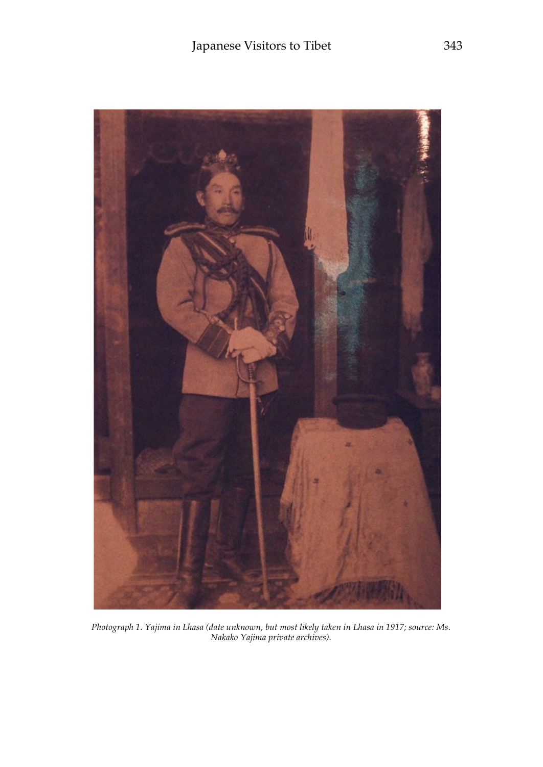*Photograph 1. Yajima in Lhasa (date unknown, but most likely taken in Lhasa in 1917; source: Ms. Nakako Yajima private archives).*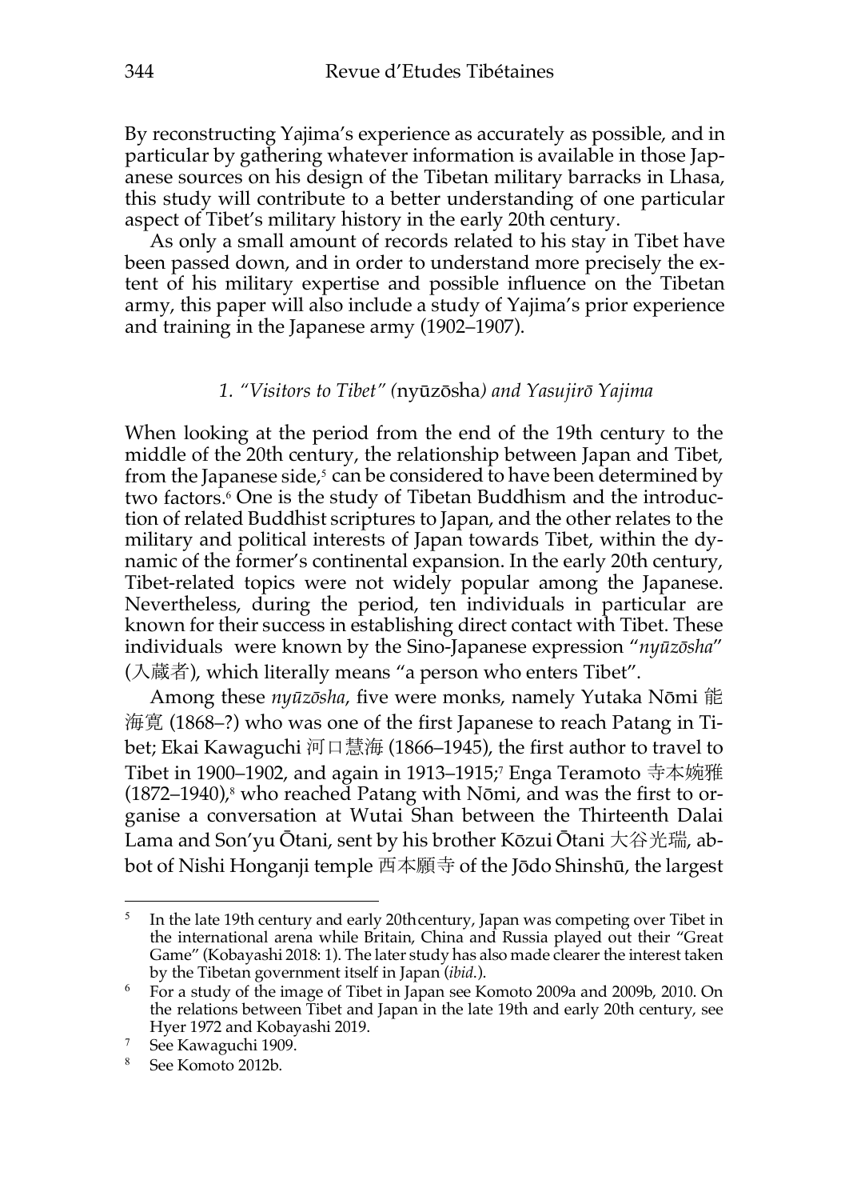By reconstructing Yajima's experience as accurately as possible, and in particular by gathering whatever information is available in those Japanese sources on his design of the Tibetan military barracks in Lhasa, this study will contribute to a better understanding of one particular aspect of Tibet's military history in the early 20th century.

As only a small amount of records related to his stay in Tibet have been passed down, and in order to understand more precisely the extent of his military expertise and possible influence on the Tibetan army, this paper will also include a study of Yajima's prior experience and training in the Japanese army (1902–1907).

### *1. "Visitors to Tibet" (*nyūzōsha*) and Yasujirō Yajima*

When looking at the period from the end of the 19th century to the middle of the 20th century, the relationship between Japan and Tibet, from the Japanese side,[5] can be considered to have been determined by two factors.[6] One is the study of Tibetan Buddhism and the introduction of related Buddhist scriptures to Japan, and the other relates to the military and political interests of Japan towards Tibet, within the dynamic of the former's continental expansion. In the early 20th century, Tibet-related topics were not widely popular among the Japanese. Nevertheless, during the period, ten individuals in particular are known for their success in establishing direct contact with Tibet. These individuals were known by the Sino-Japanese expression "*nyūzōsha*" (入蔵者), which literally means "a person who enters Tibet".

Among these *nyūzōsha*, five were monks, namely Yutaka Nōmi 能海寛 (1868–?) who was one of the first Japanese to reach Patang in Tibet; Ekai Kawaguchi 河口慧海 (1866–1945), the first author to travel to Tibet in 1900–1902, and again in 1913–1915;[7] Enga Teramoto 寺本婉雅 (1872–1940),[8] who reached Patang with Nōmi, and was the first to organise a conversation at Wutai Shan between the Thirteenth Dalai Lama and Son'yu Ōtani, sent by his brother Kōzui Ōtani 大谷光瑞, abbot of Nishi Honganji temple 西本願寺 of the Jōdo Shinshū, the largest

---

[5] In the late 19th century and early 20thcentury, Japan was competing over Tibet in the international arena while Britain, China and Russia played out their "Great Game" (Kobayashi 2018: 1). The later study has also made clearer the interest taken by the Tibetan government itself in Japan (*ibid.*).

[6] For a study of the image of Tibet in Japan see Komoto 2009a and 2009b, 2010. On the relations between Tibet and Japan in the late 19th and early 20th century, see Hyer 1972 and Kobayashi 2019.

[7] See Kawaguchi 1909.

[8] See Komoto 2012b.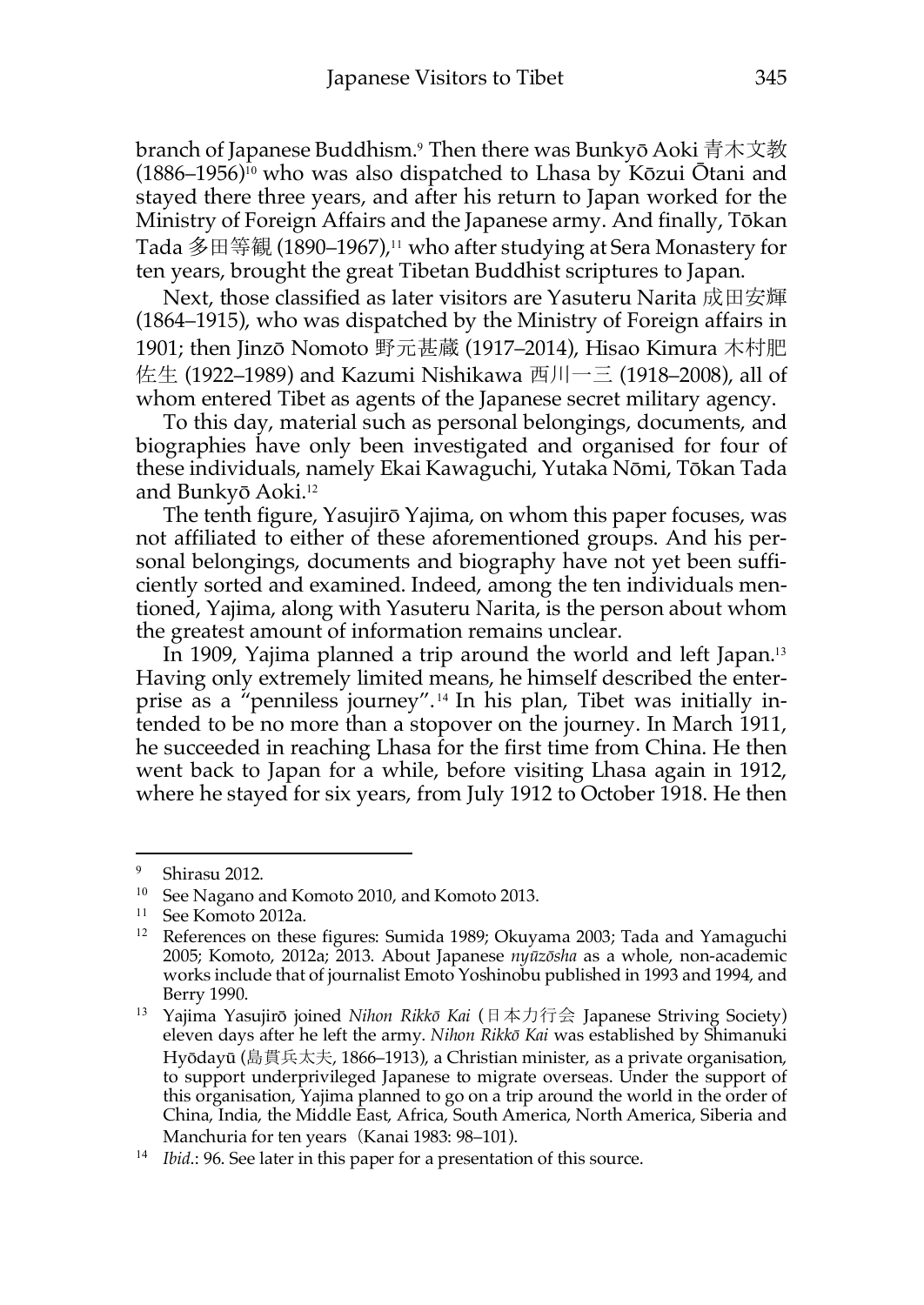branch of Japanese Buddhism.[9] Then there was Bunkyō Aoki 青木文教 (1886–1956)[10] who was also dispatched to Lhasa by Kōzui Ōtani and stayed there three years, and after his return to Japan worked for the Ministry of Foreign Affairs and the Japanese army. And finally, Tōkan Tada 多田等観 (1890–1967),[11] who after studying at Sera Monastery for ten years, brought the great Tibetan Buddhist scriptures to Japan.

Next, those classified as later visitors are Yasuteru Narita 成田安輝 (1864–1915), who was dispatched by the Ministry of Foreign affairs in 1901; then Jinzō Nomoto 野元甚蔵 (1917–2014), Hisao Kimura 木村肥佐生 (1922–1989) and Kazumi Nishikawa 西川一三 (1918–2008), all of whom entered Tibet as agents of the Japanese secret military agency.

To this day, material such as personal belongings, documents, and biographies have only been investigated and organised for four of these individuals, namely Ekai Kawaguchi, Yutaka Nōmi, Tōkan Tada and Bunkyō Aoki.[12]

The tenth figure, Yasujirō Yajima, on whom this paper focuses, was not affiliated to either of these aforementioned groups. And his personal belongings, documents and biography have not yet been sufficiently sorted and examined. Indeed, among the ten individuals mentioned, Yajima, along with Yasuteru Narita, is the person about whom the greatest amount of information remains unclear.

In 1909, Yajima planned a trip around the world and left Japan.[13] Having only extremely limited means, he himself described the enterprise as a "penniless journey".[14] In his plan, Tibet was initially intended to be no more than a stopover on the journey. In March 1911, he succeeded in reaching Lhasa for the first time from China. He then went back to Japan for a while, before visiting Lhasa again in 1912, where he stayed for six years, from July 1912 to October 1918. He then

---

[9] Shirasu 2012.

[10] See Nagano and Komoto 2010, and Komoto 2013.

[11] See Komoto 2012a.

[12] References on these figures: Sumida 1989; Okuyama 2003; Tada and Yamaguchi 2005; Komoto, 2012a; 2013. About Japanese *nyūzōsha* as a whole, non-academic works include that of journalist Emoto Yoshinobu published in 1993 and 1994, and Berry 1990.

[13] Yajima Yasujirō joined *Nihon Rikkō Kai* (日本力行会 Japanese Striving Society) eleven days after he left the army. *Nihon Rikkō Kai* was established by Shimanuki Hyōdayū (島貫兵太夫, 1866–1913), a Christian minister, as a private organisation, to support underprivileged Japanese to migrate overseas. Under the support of this organisation, Yajima planned to go on a trip around the world in the order of China, India, the Middle East, Africa, South America, North America, Siberia and Manchuria for ten years（Kanai 1983: 98–101).

[14] *Ibid*.: 96. See later in this paper for a presentation of this source.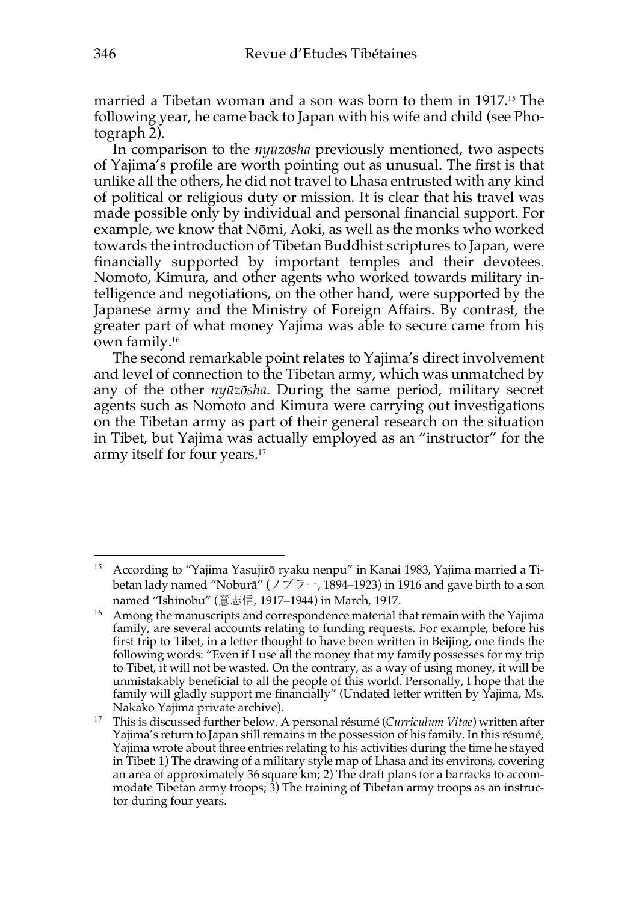married a Tibetan woman and a son was born to them in 1917.[15] The following year, he came back to Japan with his wife and child (see Photograph 2).

In comparison to the *nyūzōsha* previously mentioned, two aspects of Yajima's profile are worth pointing out as unusual. The first is that unlike all the others, he did not travel to Lhasa entrusted with any kind of political or religious duty or mission. It is clear that his travel was made possible only by individual and personal financial support. For example, we know that Nōmi, Aoki, as well as the monks who worked towards the introduction of Tibetan Buddhist scriptures to Japan, were financially supported by important temples and their devotees. Nomoto, Kimura, and other agents who worked towards military intelligence and negotiations, on the other hand, were supported by the Japanese army and the Ministry of Foreign Affairs. By contrast, the greater part of what money Yajima was able to secure came from his own family.[16]

The second remarkable point relates to Yajima's direct involvement and level of connection to the Tibetan army, which was unmatched by any of the other *nyūzōsha*. During the same period, military secret agents such as Nomoto and Kimura were carrying out investigations on the Tibetan army as part of their general research on the situation in Tibet, but Yajima was actually employed as an "instructor" for the army itself for four years.[17]

---

[15] According to "Yajima Yasujirō ryaku nenpu" in Kanai 1983, Yajima married a Tibetan lady named "Noburā" (ノブラー, 1894–1923) in 1916 and gave birth to a son named "Ishinobu" (意志信, 1917–1944) in March, 1917.

[16] Among the manuscripts and correspondence material that remain with the Yajima family, are several accounts relating to funding requests. For example, before his first trip to Tibet, in a letter thought to have been written in Beijing, one finds the following words: "Even if I use all the money that my family possesses for my trip to Tibet, it will not be wasted. On the contrary, as a way of using money, it will be unmistakably beneficial to all the people of this world. Personally, I hope that the family will gladly support me financially" (Undated letter written by Yajima, Ms. Nakako Yajima private archive).

[17] This is discussed further below. A personal résumé (*Curriculum Vitae*) written after Yajima's return to Japan still remains in the possession of his family. In this résumé, Yajima wrote about three entries relating to his activities during the time he stayed in Tibet: 1) The drawing of a military style map of Lhasa and its environs, covering an area of approximately 36 square km; 2) The draft plans for a barracks to accommodate Tibetan army troops; 3) The training of Tibetan army troops as an instructor during four years.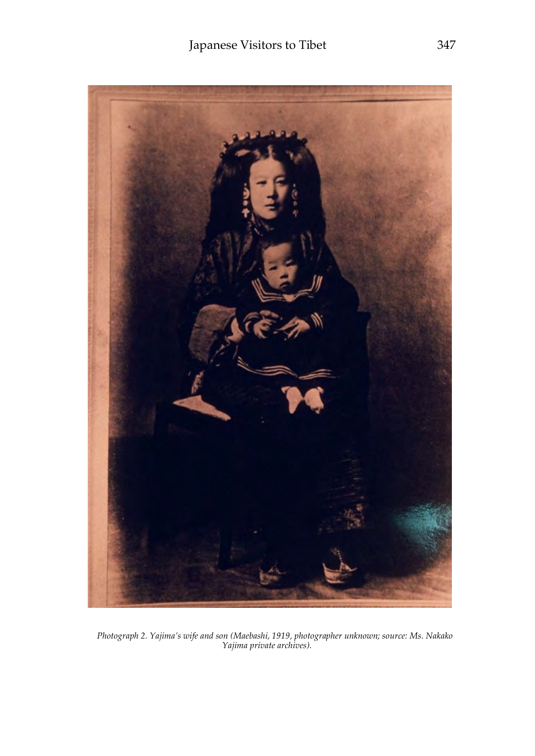*Photograph 2. Yajima's wife and son (Maebashi, 1919, photographer unknown; source: Ms. Nakako Yajima private archives).*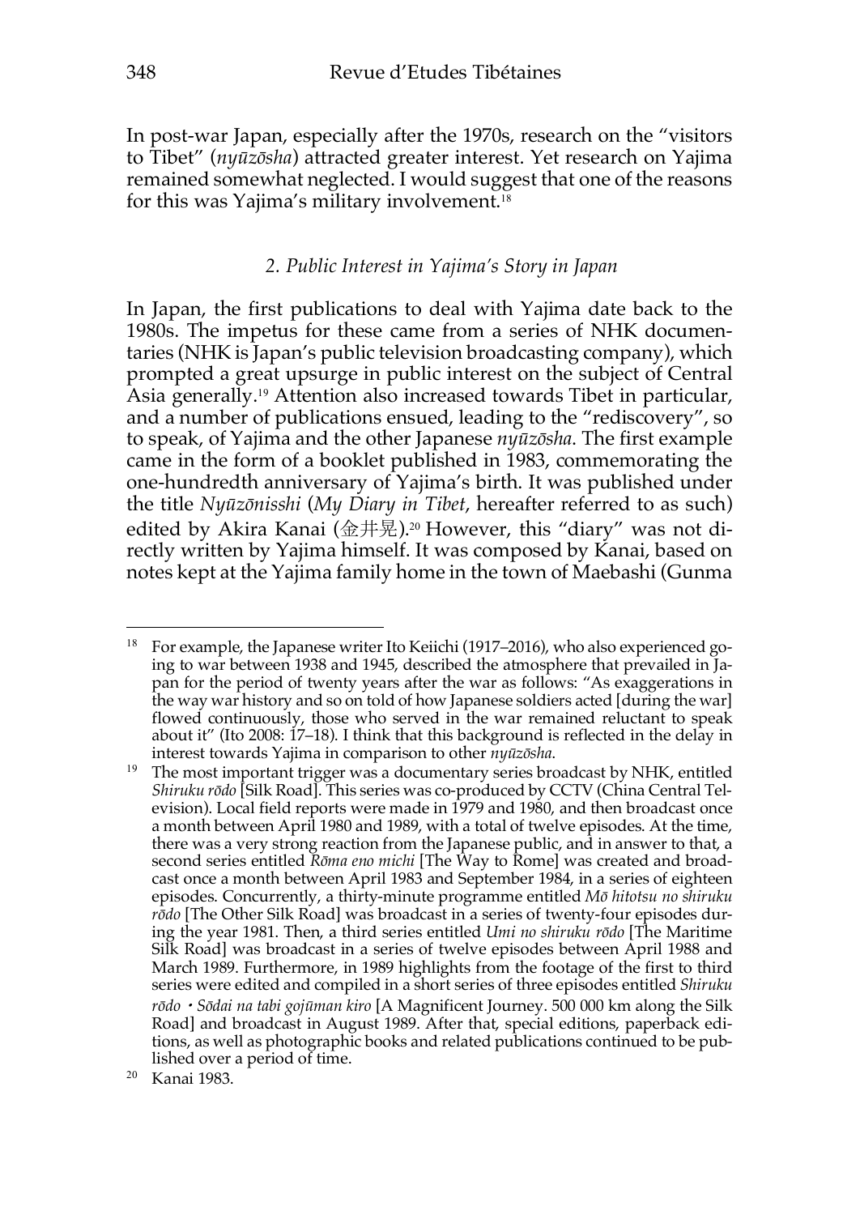In post-war Japan, especially after the 1970s, research on the "visitors to Tibet" (*nyūzōsha*) attracted greater interest. Yet research on Yajima remained somewhat neglected. I would suggest that one of the reasons for this was Yajima's military involvement.[18]

### *2. Public Interest in Yajima's Story in Japan*

In Japan, the first publications to deal with Yajima date back to the 1980s. The impetus for these came from a series of NHK documentaries (NHK is Japan's public television broadcasting company), which prompted a great upsurge in public interest on the subject of Central Asia generally.[19] Attention also increased towards Tibet in particular, and a number of publications ensued, leading to the "rediscovery", so to speak, of Yajima and the other Japanese *nyūzōsha*. The first example came in the form of a booklet published in 1983, commemorating the one-hundredth anniversary of Yajima's birth. It was published under the title *Nyūzōnisshi* (*My Diary in Tibet*, hereafter referred to as such) edited by Akira Kanai (金井晃).[20] However, this "diary" was not directly written by Yajima himself. It was composed by Kanai, based on notes kept at the Yajima family home in the town of Maebashi (Gunma

---

[18] For example, the Japanese writer Ito Keiichi (1917–2016), who also experienced going to war between 1938 and 1945, described the atmosphere that prevailed in Japan for the period of twenty years after the war as follows: "As exaggerations in the way war history and so on told of how Japanese soldiers acted [during the war] flowed continuously, those who served in the war remained reluctant to speak about it" (Ito 2008: 17–18). I think that this background is reflected in the delay in interest towards Yajima in comparison to other *nyūzōsha*.

[19] The most important trigger was a documentary series broadcast by NHK, entitled *Shiruku rōdo* [Silk Road]. This series was co-produced by CCTV (China Central Television). Local field reports were made in 1979 and 1980, and then broadcast once a month between April 1980 and 1989, with a total of twelve episodes. At the time, there was a very strong reaction from the Japanese public, and in answer to that, a second series entitled *Rōma eno michi* [The Way to Rome] was created and broadcast once a month between April 1983 and September 1984, in a series of eighteen episodes. Concurrently, a thirty-minute programme entitled *Mō hitotsu no shiruku rōdo* [The Other Silk Road] was broadcast in a series of twenty-four episodes during the year 1981. Then, a third series entitled *Umi no shiruku rōdo* [The Maritime Silk Road] was broadcast in a series of twelve episodes between April 1988 and March 1989. Furthermore, in 1989 highlights from the footage of the first to third series were edited and compiled in a short series of three episodes entitled *Shiruku rōdo・Sōdai na tabi gojūman kiro* [A Magnificent Journey. 500 000 km along the Silk Road] and broadcast in August 1989. After that, special editions, paperback editions, as well as photographic books and related publications continued to be published over a period of time.

[20] Kanai 1983.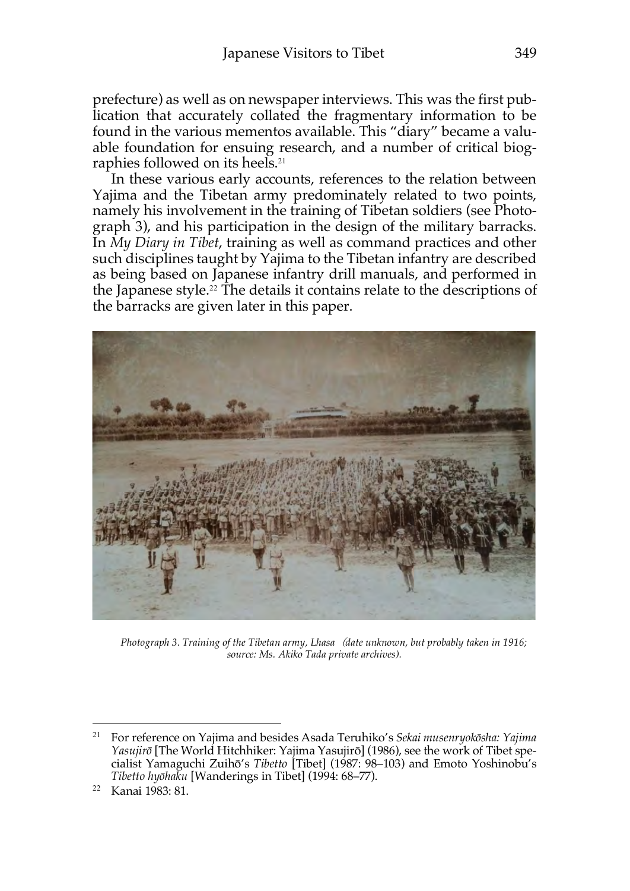prefecture) as well as on newspaper interviews. This was the first publication that accurately collated the fragmentary information to be found in the various mementos available. This "diary" became a valuable foundation for ensuing research, and a number of critical biographies followed on its heels.[21]

In these various early accounts, references to the relation between Yajima and the Tibetan army predominately related to two points, namely his involvement in the training of Tibetan soldiers (see Photograph 3), and his participation in the design of the military barracks. In *My Diary in Tibet*, training as well as command practices and other such disciplines taught by Yajima to the Tibetan infantry are described as being based on Japanese infantry drill manuals, and performed in the Japanese style.[22] The details it contains relate to the descriptions of the barracks are given later in this paper.

*Photograph 3. Training of the Tibetan army, Lhasa (date unknown, but probably taken in 1916; source: Ms. Akiko Tada private archives).*

---

[21] For reference on Yajima and besides Asada Teruhiko's *Sekai musenryokōsha: Yajima Yasujirō* [The World Hitchhiker: Yajima Yasujirō] (1986), see the work of Tibet specialist Yamaguchi Zuihō's *Tibetto* [Tibet] (1987: 98–103) and Emoto Yoshinobu's *Tibetto hyōhaku* [Wanderings in Tibet] (1994: 68–77).

[22] Kanai 1983: 81.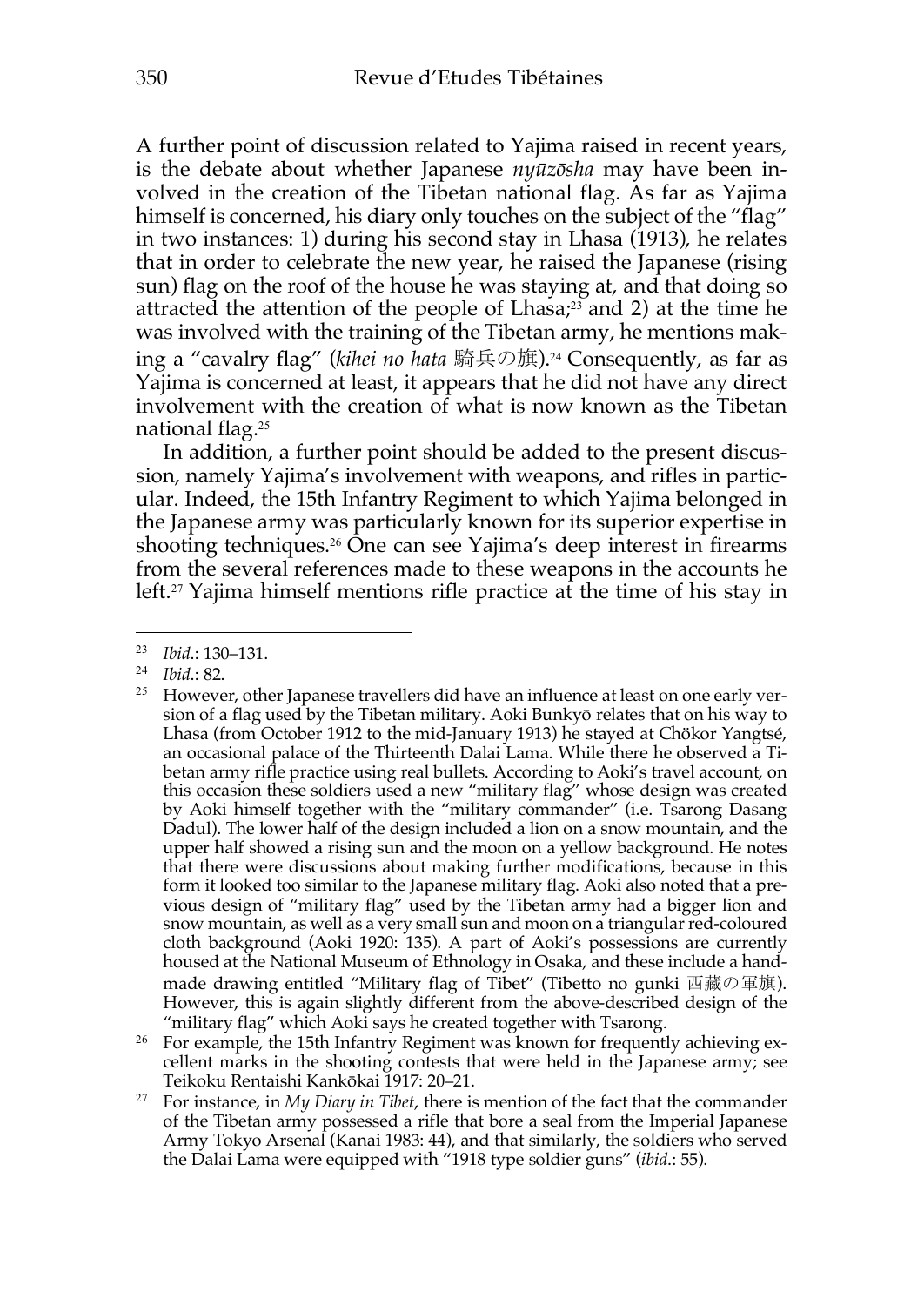A further point of discussion related to Yajima raised in recent years, is the debate about whether Japanese *nyūzōsha* may have been involved in the creation of the Tibetan national flag. As far as Yajima himself is concerned, his diary only touches on the subject of the "flag" in two instances: 1) during his second stay in Lhasa (1913), he relates that in order to celebrate the new year, he raised the Japanese (rising sun) flag on the roof of the house he was staying at, and that doing so attracted the attention of the people of Lhasa;[23] and 2) at the time he was involved with the training of the Tibetan army, he mentions making a "cavalry flag" (*kihei no hata* 騎兵の旗).[24] Consequently, as far as Yajima is concerned at least, it appears that he did not have any direct involvement with the creation of what is now known as the Tibetan national flag.[25]

In addition, a further point should be added to the present discussion, namely Yajima's involvement with weapons, and rifles in particular. Indeed, the 15th Infantry Regiment to which Yajima belonged in the Japanese army was particularly known for its superior expertise in shooting techniques.[26] One can see Yajima's deep interest in firearms from the several references made to these weapons in the accounts he left.[27] Yajima himself mentions rifle practice at the time of his stay in

---

[23] *Ibid.*: 130–131.

[24] *Ibid.*: 82.

[25] However, other Japanese travellers did have an influence at least on one early version of a flag used by the Tibetan military. Aoki Bunkyō relates that on his way to Lhasa (from October 1912 to the mid-January 1913) he stayed at Chökor Yangtsé, an occasional palace of the Thirteenth Dalai Lama. While there he observed a Tibetan army rifle practice using real bullets. According to Aoki's travel account, on this occasion these soldiers used a new "military flag" whose design was created by Aoki himself together with the "military commander" (i.e. Tsarong Dasang Dadul). The lower half of the design included a lion on a snow mountain, and the upper half showed a rising sun and the moon on a yellow background. He notes that there were discussions about making further modifications, because in this form it looked too similar to the Japanese military flag. Aoki also noted that a previous design of "military flag" used by the Tibetan army had a bigger lion and snow mountain, as well as a very small sun and moon on a triangular red-coloured cloth background (Aoki 1920: 135). A part of Aoki's possessions are currently housed at the National Museum of Ethnology in Osaka, and these include a handmade drawing entitled "Military flag of Tibet" (Tibetto no gunki 西藏の軍旗). However, this is again slightly different from the above-described design of the "military flag" which Aoki says he created together with Tsarong.

[26] For example, the 15th Infantry Regiment was known for frequently achieving excellent marks in the shooting contests that were held in the Japanese army; see Teikoku Rentaishi Kankōkai 1917: 20–21.

[27] For instance, in *My Diary in Tibet*, there is mention of the fact that the commander of the Tibetan army possessed a rifle that bore a seal from the Imperial Japanese Army Tokyo Arsenal (Kanai 1983: 44), and that similarly, the soldiers who served the Dalai Lama were equipped with "1918 type soldier guns" (*ibid.*: 55).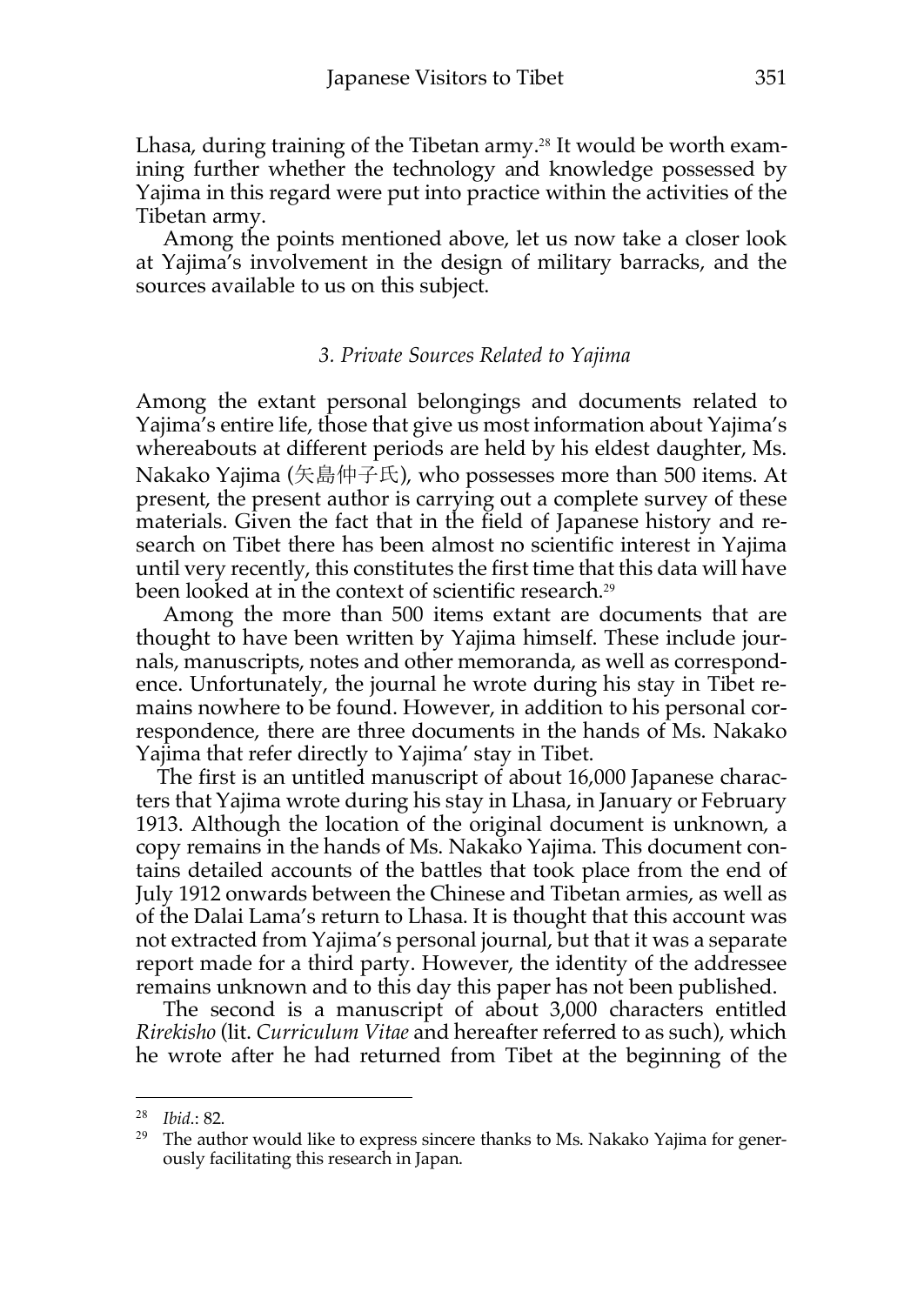Lhasa, during training of the Tibetan army.[28] It would be worth examining further whether the technology and knowledge possessed by Yajima in this regard were put into practice within the activities of the Tibetan army.

Among the points mentioned above, let us now take a closer look at Yajima's involvement in the design of military barracks, and the sources available to us on this subject.

### *3. Private Sources Related to Yajima*

Among the extant personal belongings and documents related to Yajima's entire life, those that give us most information about Yajima's whereabouts at different periods are held by his eldest daughter, Ms. Nakako Yajima (矢島仲子氏), who possesses more than 500 items. At present, the present author is carrying out a complete survey of these materials. Given the fact that in the field of Japanese history and research on Tibet there has been almost no scientific interest in Yajima until very recently, this constitutes the first time that this data will have been looked at in the context of scientific research.[29]

Among the more than 500 items extant are documents that are thought to have been written by Yajima himself. These include journals, manuscripts, notes and other memoranda, as well as correspondence. Unfortunately, the journal he wrote during his stay in Tibet remains nowhere to be found. However, in addition to his personal correspondence, there are three documents in the hands of Ms. Nakako Yajima that refer directly to Yajima' stay in Tibet.

The first is an untitled manuscript of about 16,000 Japanese characters that Yajima wrote during his stay in Lhasa, in January or February 1913. Although the location of the original document is unknown, a copy remains in the hands of Ms. Nakako Yajima. This document contains detailed accounts of the battles that took place from the end of July 1912 onwards between the Chinese and Tibetan armies, as well as of the Dalai Lama's return to Lhasa. It is thought that this account was not extracted from Yajima's personal journal, but that it was a separate report made for a third party. However, the identity of the addressee remains unknown and to this day this paper has not been published.

The second is a manuscript of about 3,000 characters entitled *Rirekisho* (lit. *Curriculum Vitae* and hereafter referred to as such), which he wrote after he had returned from Tibet at the beginning of the

---

[28] *Ibid*.: 82.

[29] The author would like to express sincere thanks to Ms. Nakako Yajima for generously facilitating this research in Japan.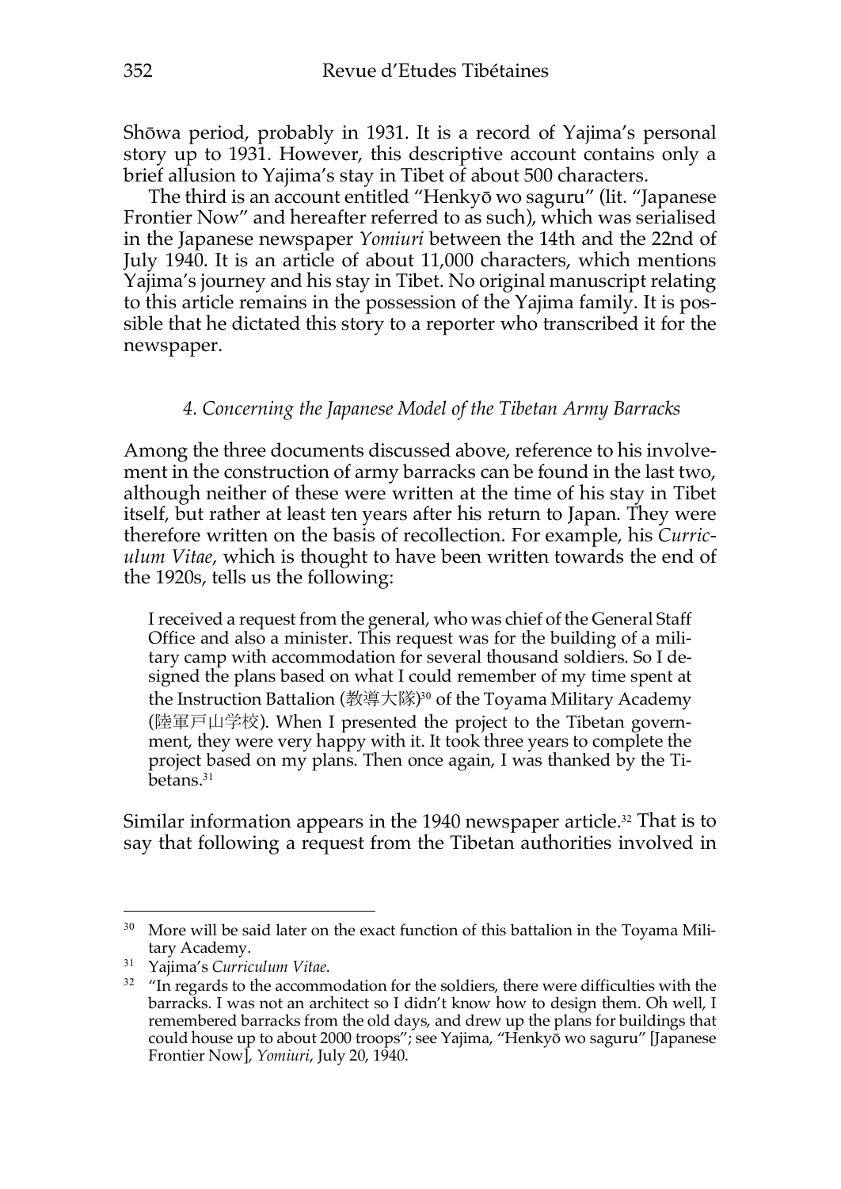Shōwa period, probably in 1931. It is a record of Yajima's personal story up to 1931. However, this descriptive account contains only a brief allusion to Yajima's stay in Tibet of about 500 characters.

The third is an account entitled "Henkyō wo saguru" (lit. "Japanese Frontier Now" and hereafter referred to as such), which was serialised in the Japanese newspaper *Yomiuri* between the 14th and the 22nd of July 1940. It is an article of about 11,000 characters, which mentions Yajima's journey and his stay in Tibet. No original manuscript relating to this article remains in the possession of the Yajima family. It is possible that he dictated this story to a reporter who transcribed it for the newspaper.

### *4. Concerning the Japanese Model of the Tibetan Army Barracks*

Among the three documents discussed above, reference to his involvement in the construction of army barracks can be found in the last two, although neither of these were written at the time of his stay in Tibet itself, but rather at least ten years after his return to Japan. They were therefore written on the basis of recollection. For example, his *Curriculum Vitae*, which is thought to have been written towards the end of the 1920s, tells us the following:

> I received a request from the general, who was chief of the General Staff Office and also a minister. This request was for the building of a military camp with accommodation for several thousand soldiers. So I designed the plans based on what I could remember of my time spent at the Instruction Battalion (教導大隊)[30] of the Toyama Military Academy (陸軍戸山学校). When I presented the project to the Tibetan government, they were very happy with it. It took three years to complete the project based on my plans. Then once again, I was thanked by the Tibetans.[31]

Similar information appears in the 1940 newspaper article.[32] That is to say that following a request from the Tibetan authorities involved in

---

[30] More will be said later on the exact function of this battalion in the Toyama Military Academy.

[31] Yajima's *Curriculum Vitae*.

[32] "In regards to the accommodation for the soldiers, there were difficulties with the barracks. I was not an architect so I didn't know how to design them. Oh well, I remembered barracks from the old days, and drew up the plans for buildings that could house up to about 2000 troops"; see Yajima, "Henkyō wo saguru" [Japanese Frontier Now], *Yomiuri*, July 20, 1940.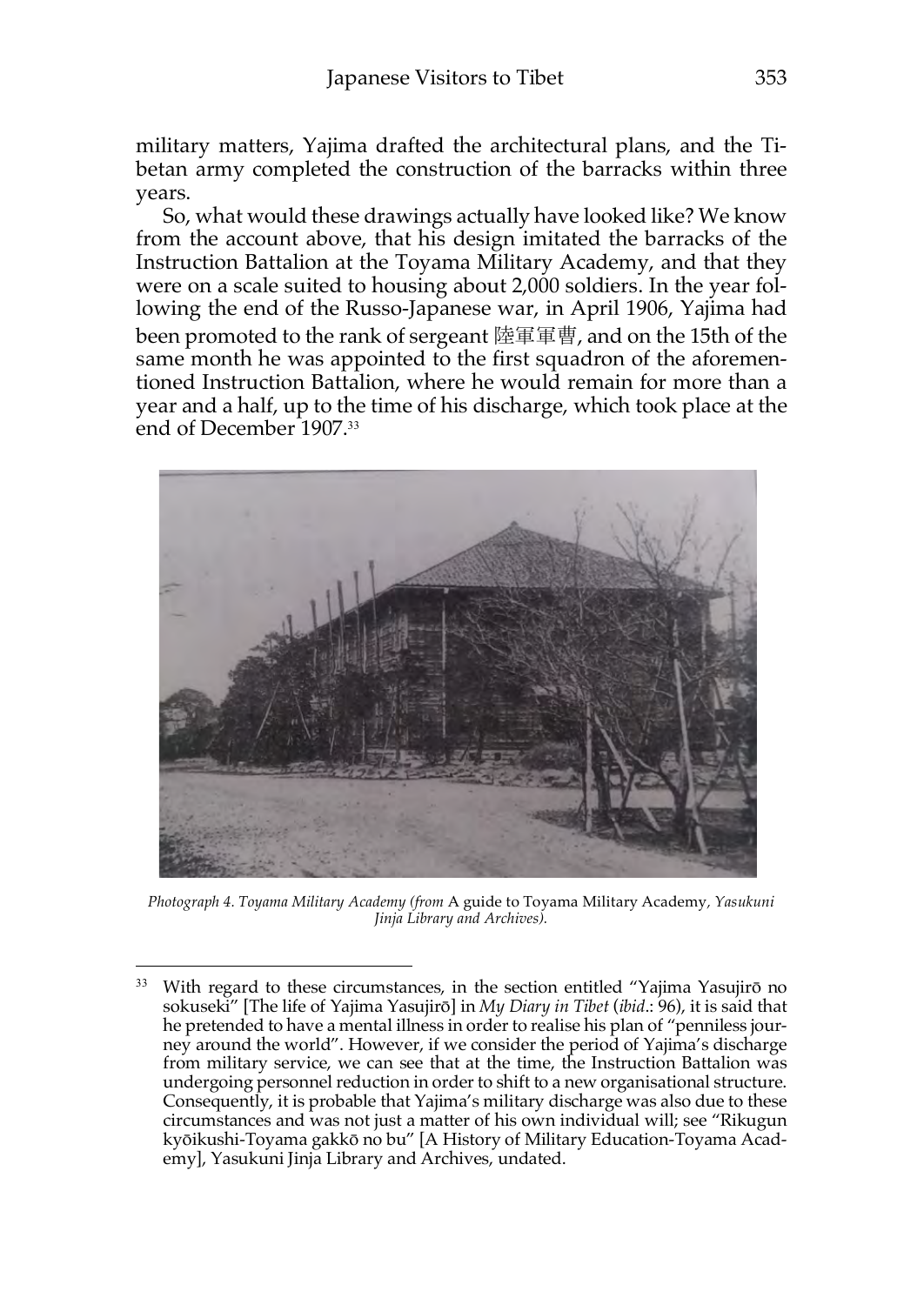military matters, Yajima drafted the architectural plans, and the Tibetan army completed the construction of the barracks within three years.

So, what would these drawings actually have looked like? We know from the account above, that his design imitated the barracks of the Instruction Battalion at the Toyama Military Academy, and that they were on a scale suited to housing about 2,000 soldiers. In the year following the end of the Russo-Japanese war, in April 1906, Yajima had been promoted to the rank of sergeant 陸軍軍曹, and on the 15th of the same month he was appointed to the first squadron of the aforementioned Instruction Battalion, where he would remain for more than a year and a half, up to the time of his discharge, which took place at the end of December 1907.[33]

*Photograph 4. Toyama Military Academy (from* A guide to Toyama Military Academy*, Yasukuni Jinja Library and Archives).*

[33] With regard to these circumstances, in the section entitled "Yajima Yasujirō no sokuseki" [The life of Yajima Yasujirō] in *My Diary in Tibet* (*ibid*.: 96), it is said that he pretended to have a mental illness in order to realise his plan of "penniless journey around the world". However, if we consider the period of Yajima's discharge from military service, we can see that at the time, the Instruction Battalion was undergoing personnel reduction in order to shift to a new organisational structure. Consequently, it is probable that Yajima's military discharge was also due to these circumstances and was not just a matter of his own individual will; see "Rikugun kyōikushi-Toyama gakkō no bu" [A History of Military Education-Toyama Academy], Yasukuni Jinja Library and Archives, undated.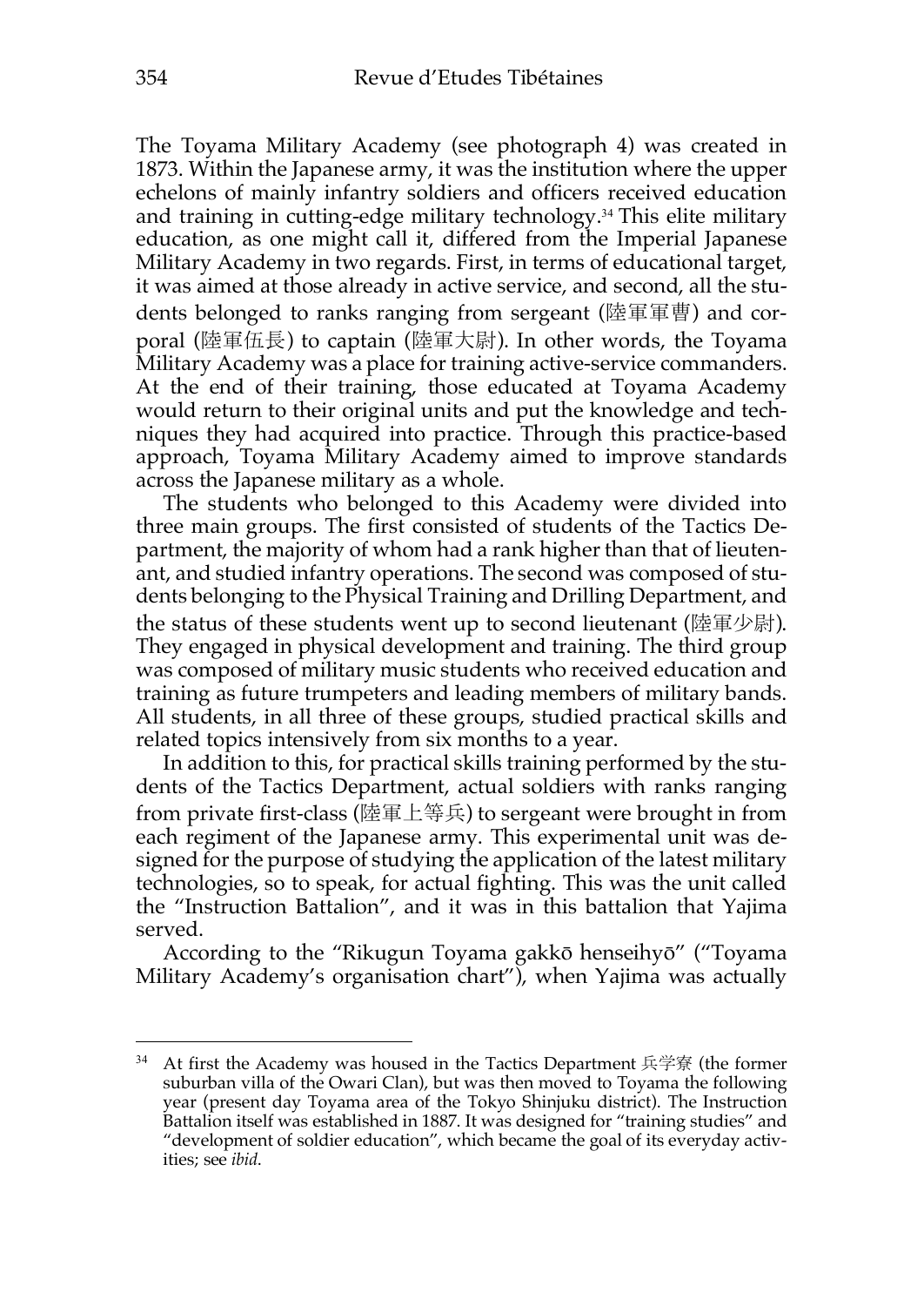The Toyama Military Academy (see photograph 4) was created in 1873. Within the Japanese army, it was the institution where the upper echelons of mainly infantry soldiers and officers received education and training in cutting-edge military technology.[34] This elite military education, as one might call it, differed from the Imperial Japanese Military Academy in two regards. First, in terms of educational target, it was aimed at those already in active service, and second, all the students belonged to ranks ranging from sergeant (陸軍軍曹) and corporal (陸軍伍長) to captain (陸軍大尉). In other words, the Toyama Military Academy was a place for training active-service commanders. At the end of their training, those educated at Toyama Academy would return to their original units and put the knowledge and techniques they had acquired into practice. Through this practice-based approach, Toyama Military Academy aimed to improve standards across the Japanese military as a whole.

The students who belonged to this Academy were divided into three main groups. The first consisted of students of the Tactics Department, the majority of whom had a rank higher than that of lieutenant, and studied infantry operations. The second was composed of students belonging to the Physical Training and Drilling Department, and the status of these students went up to second lieutenant (陸軍少尉). They engaged in physical development and training. The third group was composed of military music students who received education and training as future trumpeters and leading members of military bands. All students, in all three of these groups, studied practical skills and related topics intensively from six months to a year.

In addition to this, for practical skills training performed by the students of the Tactics Department, actual soldiers with ranks ranging from private first-class (陸軍上等兵) to sergeant were brought in from each regiment of the Japanese army. This experimental unit was designed for the purpose of studying the application of the latest military technologies, so to speak, for actual fighting. This was the unit called the "Instruction Battalion", and it was in this battalion that Yajima served.

According to the "Rikugun Toyama gakkō henseihyō" ("Toyama Military Academy's organisation chart"), when Yajima was actually

---

[34] At first the Academy was housed in the Tactics Department 兵学寮 (the former suburban villa of the Owari Clan), but was then moved to Toyama the following year (present day Toyama area of the Tokyo Shinjuku district). The Instruction Battalion itself was established in 1887. It was designed for "training studies" and "development of soldier education", which became the goal of its everyday activities; see *ibid*.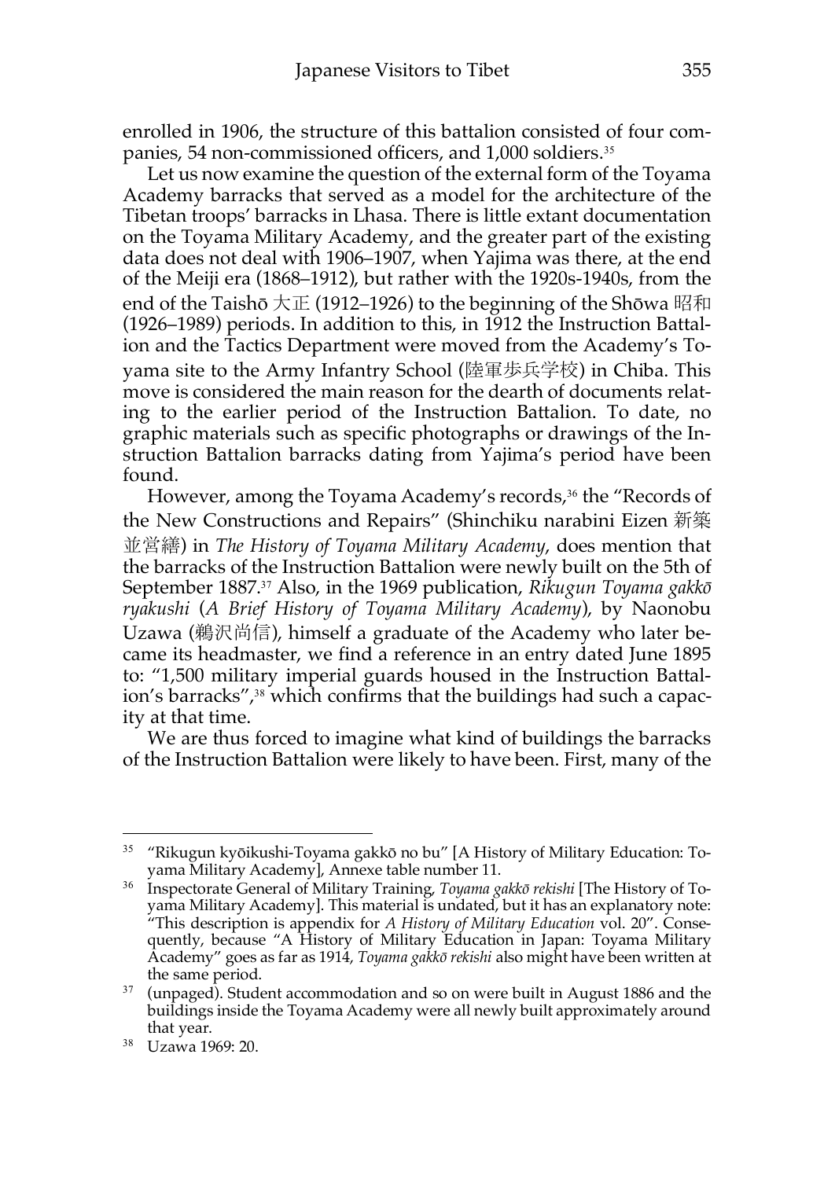enrolled in 1906, the structure of this battalion consisted of four companies, 54 non-commissioned officers, and 1,000 soldiers.[35]

Let us now examine the question of the external form of the Toyama Academy barracks that served as a model for the architecture of the Tibetan troops' barracks in Lhasa. There is little extant documentation on the Toyama Military Academy, and the greater part of the existing data does not deal with 1906–1907, when Yajima was there, at the end of the Meiji era (1868–1912), but rather with the 1920s-1940s, from the end of the Taishō 大正 (1912–1926) to the beginning of the Shōwa 昭和 (1926–1989) periods. In addition to this, in 1912 the Instruction Battalion and the Tactics Department were moved from the Academy's Toyama site to the Army Infantry School (陸軍歩兵学校) in Chiba. This move is considered the main reason for the dearth of documents relating to the earlier period of the Instruction Battalion. To date, no graphic materials such as specific photographs or drawings of the Instruction Battalion barracks dating from Yajima's period have been found.

However, among the Toyama Academy's records,[36] the "Records of the New Constructions and Repairs" (Shinchiku narabini Eizen 新築並営繕) in *The History of Toyama Military Academy*, does mention that the barracks of the Instruction Battalion were newly built on the 5th of September 1887.[37] Also, in the 1969 publication, *Rikugun Toyama gakkō ryakushi* (*A Brief History of Toyama Military Academy*), by Naonobu Uzawa (鵜沢尚信), himself a graduate of the Academy who later became its headmaster, we find a reference in an entry dated June 1895 to: "1,500 military imperial guards housed in the Instruction Battalion's barracks",[38] which confirms that the buildings had such a capacity at that time.

We are thus forced to imagine what kind of buildings the barracks of the Instruction Battalion were likely to have been. First, many of the

---

[35] "Rikugun kyōikushi-Toyama gakkō no bu" [A History of Military Education: Toyama Military Academy], Annexe table number 11.

[36] Inspectorate General of Military Training, *Toyama gakkō rekishi* [The History of Toyama Military Academy]. This material is undated, but it has an explanatory note: "This description is appendix for *A History of Military Education* vol. 20". Consequently, because "A History of Military Education in Japan: Toyama Military Academy" goes as far as 1914, *Toyama gakkō rekishi* also might have been written at the same period.

[37] (unpaged). Student accommodation and so on were built in August 1886 and the buildings inside the Toyama Academy were all newly built approximately around that year.

[38] Uzawa 1969: 20.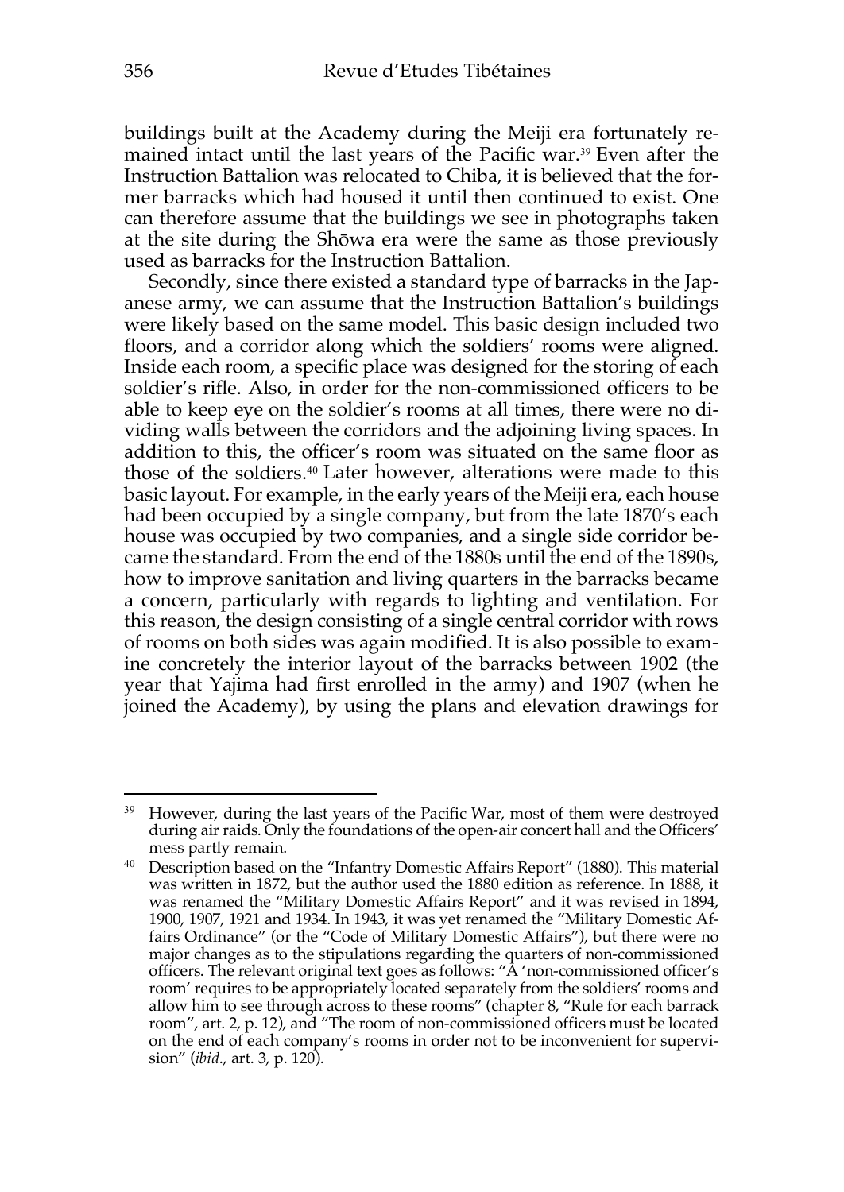buildings built at the Academy during the Meiji era fortunately remained intact until the last years of the Pacific war.[39] Even after the Instruction Battalion was relocated to Chiba, it is believed that the former barracks which had housed it until then continued to exist. One can therefore assume that the buildings we see in photographs taken at the site during the Shōwa era were the same as those previously used as barracks for the Instruction Battalion.

Secondly, since there existed a standard type of barracks in the Japanese army, we can assume that the Instruction Battalion's buildings were likely based on the same model. This basic design included two floors, and a corridor along which the soldiers' rooms were aligned. Inside each room, a specific place was designed for the storing of each soldier's rifle. Also, in order for the non-commissioned officers to be able to keep eye on the soldier's rooms at all times, there were no dividing walls between the corridors and the adjoining living spaces. In addition to this, the officer's room was situated on the same floor as those of the soldiers.[40] Later however, alterations were made to this basic layout. For example, in the early years of the Meiji era, each house had been occupied by a single company, but from the late 1870's each house was occupied by two companies, and a single side corridor became the standard. From the end of the 1880s until the end of the 1890s, how to improve sanitation and living quarters in the barracks became a concern, particularly with regards to lighting and ventilation. For this reason, the design consisting of a single central corridor with rows of rooms on both sides was again modified. It is also possible to examine concretely the interior layout of the barracks between 1902 (the year that Yajima had first enrolled in the army) and 1907 (when he joined the Academy), by using the plans and elevation drawings for

---

[39] However, during the last years of the Pacific War, most of them were destroyed during air raids. Only the foundations of the open-air concert hall and the Officers' mess partly remain.

[40] Description based on the "Infantry Domestic Affairs Report" (1880). This material was written in 1872, but the author used the 1880 edition as reference. In 1888, it was renamed the "Military Domestic Affairs Report" and it was revised in 1894, 1900, 1907, 1921 and 1934. In 1943, it was yet renamed the "Military Domestic Affairs Ordinance" (or the "Code of Military Domestic Affairs"), but there were no major changes as to the stipulations regarding the quarters of non-commissioned officers. The relevant original text goes as follows: "A 'non-commissioned officer's room' requires to be appropriately located separately from the soldiers' rooms and allow him to see through across to these rooms" (chapter 8, "Rule for each barrack room", art. 2, p. 12), and "The room of non-commissioned officers must be located on the end of each company's rooms in order not to be inconvenient for supervision" (*ibid.*, art. 3, p. 120).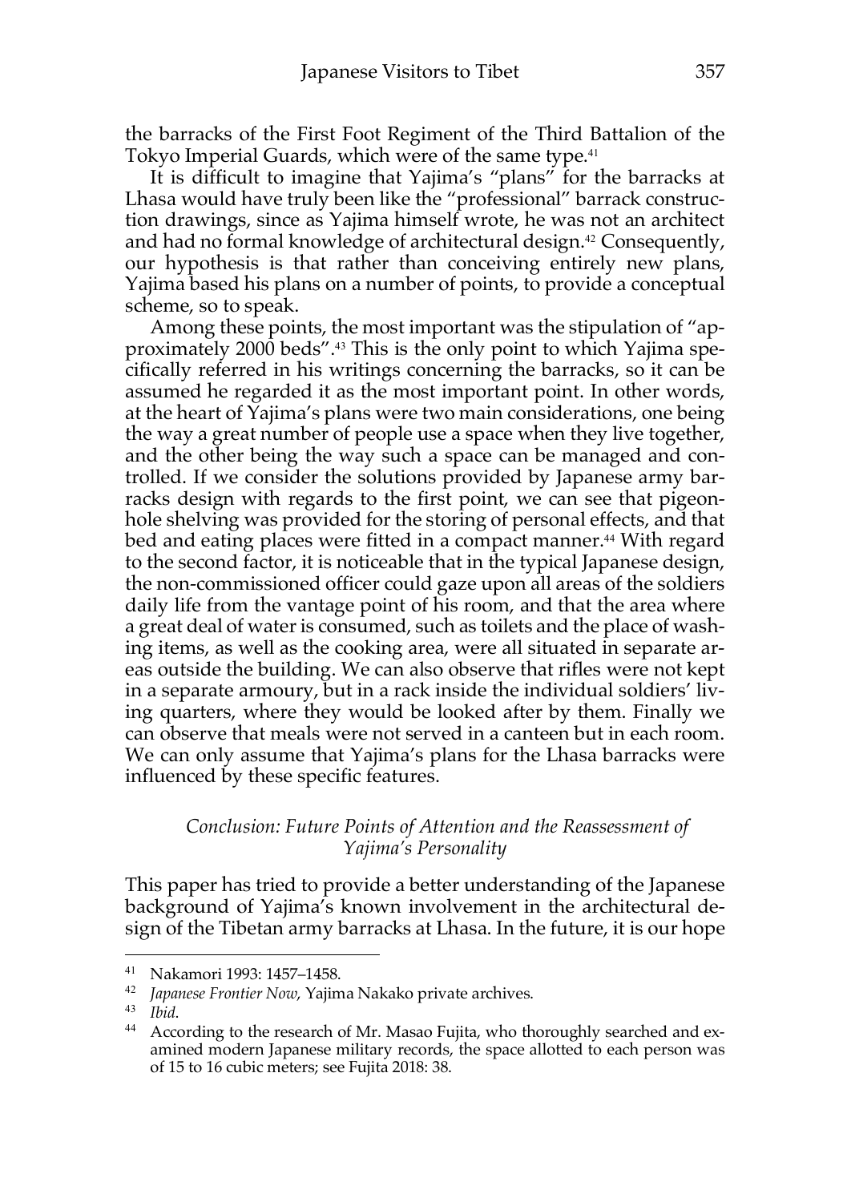the barracks of the First Foot Regiment of the Third Battalion of the Tokyo Imperial Guards, which were of the same type.[41]

It is difficult to imagine that Yajima's "plans" for the barracks at Lhasa would have truly been like the "professional" barrack construction drawings, since as Yajima himself wrote, he was not an architect and had no formal knowledge of architectural design.[42] Consequently, our hypothesis is that rather than conceiving entirely new plans, Yajima based his plans on a number of points, to provide a conceptual scheme, so to speak.

Among these points, the most important was the stipulation of "approximately 2000 beds".[43] This is the only point to which Yajima specifically referred in his writings concerning the barracks, so it can be assumed he regarded it as the most important point. In other words, at the heart of Yajima's plans were two main considerations, one being the way a great number of people use a space when they live together, and the other being the way such a space can be managed and controlled. If we consider the solutions provided by Japanese army barracks design with regards to the first point, we can see that pigeonhole shelving was provided for the storing of personal effects, and that bed and eating places were fitted in a compact manner.[44] With regard to the second factor, it is noticeable that in the typical Japanese design, the non-commissioned officer could gaze upon all areas of the soldiers daily life from the vantage point of his room, and that the area where a great deal of water is consumed, such as toilets and the place of washing items, as well as the cooking area, were all situated in separate areas outside the building. We can also observe that rifles were not kept in a separate armoury, but in a rack inside the individual soldiers' living quarters, where they would be looked after by them. Finally we can observe that meals were not served in a canteen but in each room. We can only assume that Yajima's plans for the Lhasa barracks were influenced by these specific features.

## *Conclusion: Future Points of Attention and the Reassessment of Yajima's Personality*

This paper has tried to provide a better understanding of the Japanese background of Yajima's known involvement in the architectural design of the Tibetan army barracks at Lhasa. In the future, it is our hope

---

[41] Nakamori 1993: 1457–1458.

[42] *Japanese Frontier Now*, Yajima Nakako private archives.

[43] *Ibid*.

[44] According to the research of Mr. Masao Fujita, who thoroughly searched and examined modern Japanese military records, the space allotted to each person was of 15 to 16 cubic meters; see Fujita 2018: 38.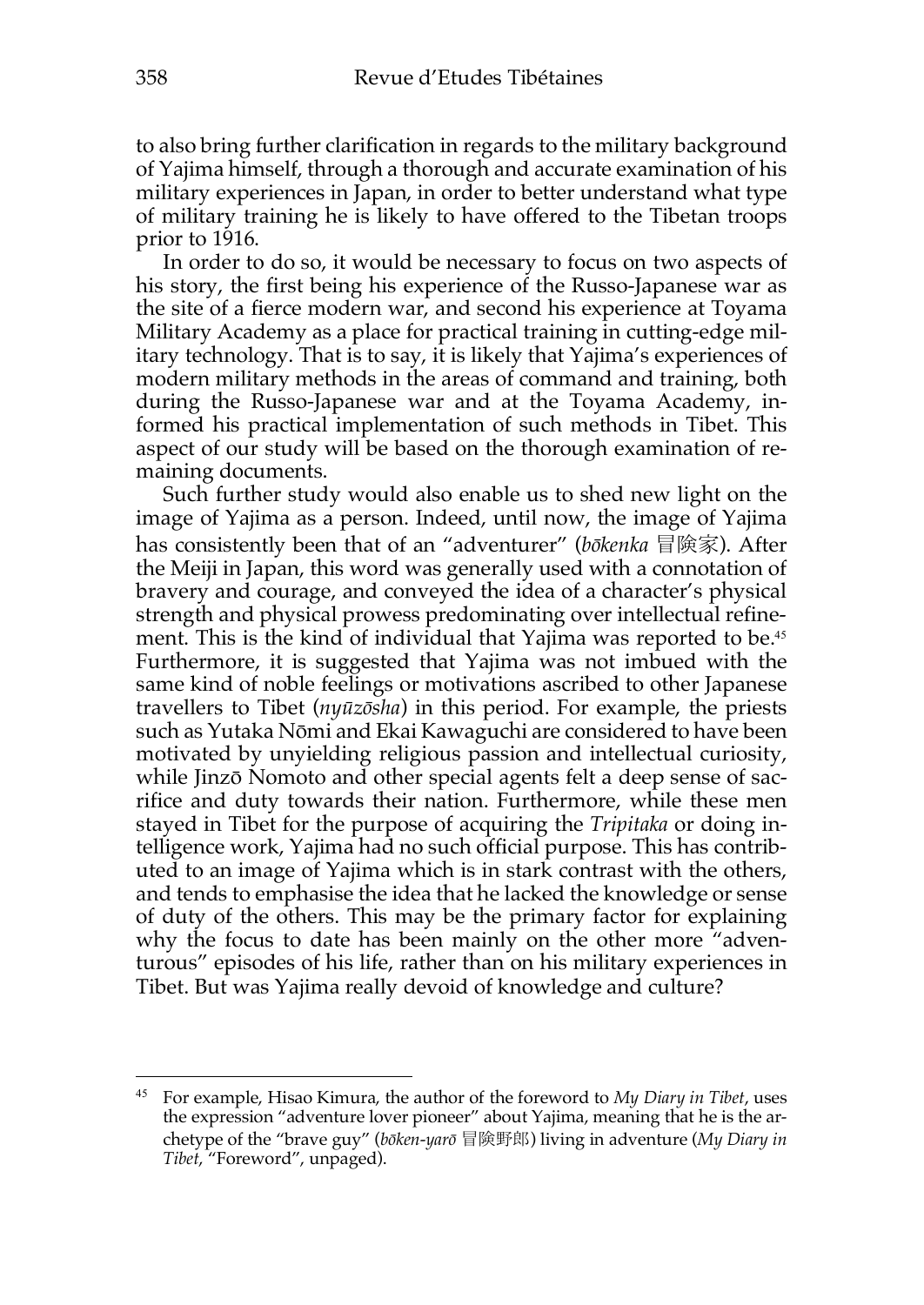to also bring further clarification in regards to the military background of Yajima himself, through a thorough and accurate examination of his military experiences in Japan, in order to better understand what type of military training he is likely to have offered to the Tibetan troops prior to 1916.

In order to do so, it would be necessary to focus on two aspects of his story, the first being his experience of the Russo-Japanese war as the site of a fierce modern war, and second his experience at Toyama Military Academy as a place for practical training in cutting-edge military technology. That is to say, it is likely that Yajima's experiences of modern military methods in the areas of command and training, both during the Russo-Japanese war and at the Toyama Academy, informed his practical implementation of such methods in Tibet. This aspect of our study will be based on the thorough examination of remaining documents.

Such further study would also enable us to shed new light on the image of Yajima as a person. Indeed, until now, the image of Yajima has consistently been that of an "adventurer" (*bōkenka* 冒険家). After the Meiji in Japan, this word was generally used with a connotation of bravery and courage, and conveyed the idea of a character's physical strength and physical prowess predominating over intellectual refinement. This is the kind of individual that Yajima was reported to be.[45] Furthermore, it is suggested that Yajima was not imbued with the same kind of noble feelings or motivations ascribed to other Japanese travellers to Tibet (*nyūzōsha*) in this period. For example, the priests such as Yutaka Nōmi and Ekai Kawaguchi are considered to have been motivated by unyielding religious passion and intellectual curiosity, while Jinzō Nomoto and other special agents felt a deep sense of sacrifice and duty towards their nation. Furthermore, while these men stayed in Tibet for the purpose of acquiring the *Tripitaka* or doing intelligence work, Yajima had no such official purpose. This has contributed to an image of Yajima which is in stark contrast with the others, and tends to emphasise the idea that he lacked the knowledge or sense of duty of the others. This may be the primary factor for explaining why the focus to date has been mainly on the other more "adventurous" episodes of his life, rather than on his military experiences in Tibet. But was Yajima really devoid of knowledge and culture?

---

[45] For example, Hisao Kimura, the author of the foreword to *My Diary in Tibet*, uses the expression "adventure lover pioneer" about Yajima, meaning that he is the archetype of the "brave guy" (*bōken-yarō* 冒険野郎) living in adventure (*My Diary in Tibet*, "Foreword", unpaged).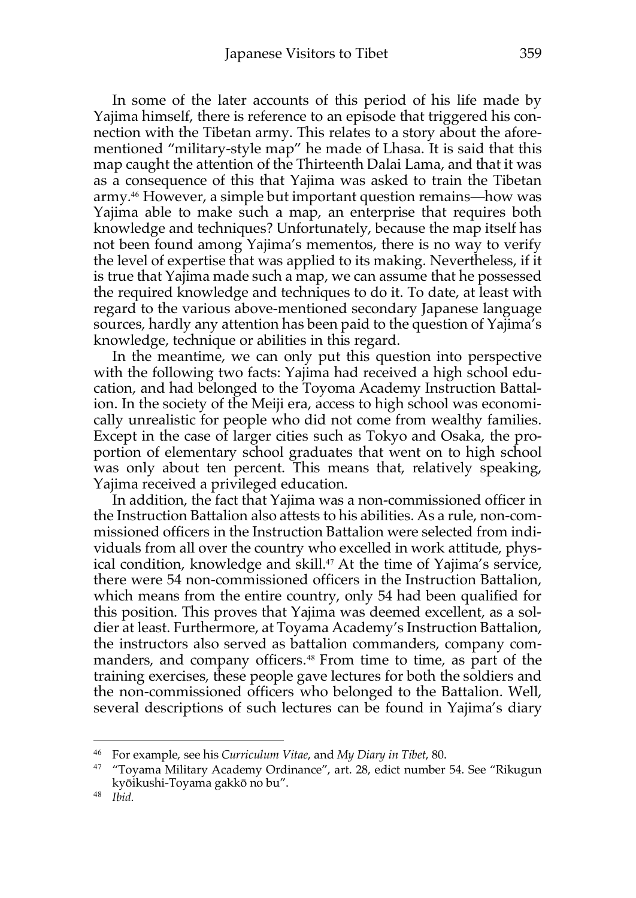In some of the later accounts of this period of his life made by Yajima himself, there is reference to an episode that triggered his connection with the Tibetan army. This relates to a story about the aforementioned "military-style map" he made of Lhasa. It is said that this map caught the attention of the Thirteenth Dalai Lama, and that it was as a consequence of this that Yajima was asked to train the Tibetan army.[46] However, a simple but important question remains—how was Yajima able to make such a map, an enterprise that requires both knowledge and techniques? Unfortunately, because the map itself has not been found among Yajima's mementos, there is no way to verify the level of expertise that was applied to its making. Nevertheless, if it is true that Yajima made such a map, we can assume that he possessed the required knowledge and techniques to do it. To date, at least with regard to the various above-mentioned secondary Japanese language sources, hardly any attention has been paid to the question of Yajima's knowledge, technique or abilities in this regard.

In the meantime, we can only put this question into perspective with the following two facts: Yajima had received a high school education, and had belonged to the Toyoma Academy Instruction Battalion. In the society of the Meiji era, access to high school was economically unrealistic for people who did not come from wealthy families. Except in the case of larger cities such as Tokyo and Osaka, the proportion of elementary school graduates that went on to high school was only about ten percent. This means that, relatively speaking, Yajima received a privileged education.

In addition, the fact that Yajima was a non-commissioned officer in the Instruction Battalion also attests to his abilities. As a rule, non-commissioned officers in the Instruction Battalion were selected from individuals from all over the country who excelled in work attitude, physical condition, knowledge and skill.[47] At the time of Yajima's service, there were 54 non-commissioned officers in the Instruction Battalion, which means from the entire country, only 54 had been qualified for this position. This proves that Yajima was deemed excellent, as a soldier at least. Furthermore, at Toyama Academy's Instruction Battalion, the instructors also served as battalion commanders, company commanders, and company officers.[48] From time to time, as part of the training exercises, these people gave lectures for both the soldiers and the non-commissioned officers who belonged to the Battalion. Well, several descriptions of such lectures can be found in Yajima's diary

---

[46] For example, see his *Curriculum Vitae*, and *My Diary in Tibet*, 80.

[47] "Toyama Military Academy Ordinance", art. 28, edict number 54. See "Rikugun kyōikushi-Toyama gakkō no bu".

[48] *Ibid*.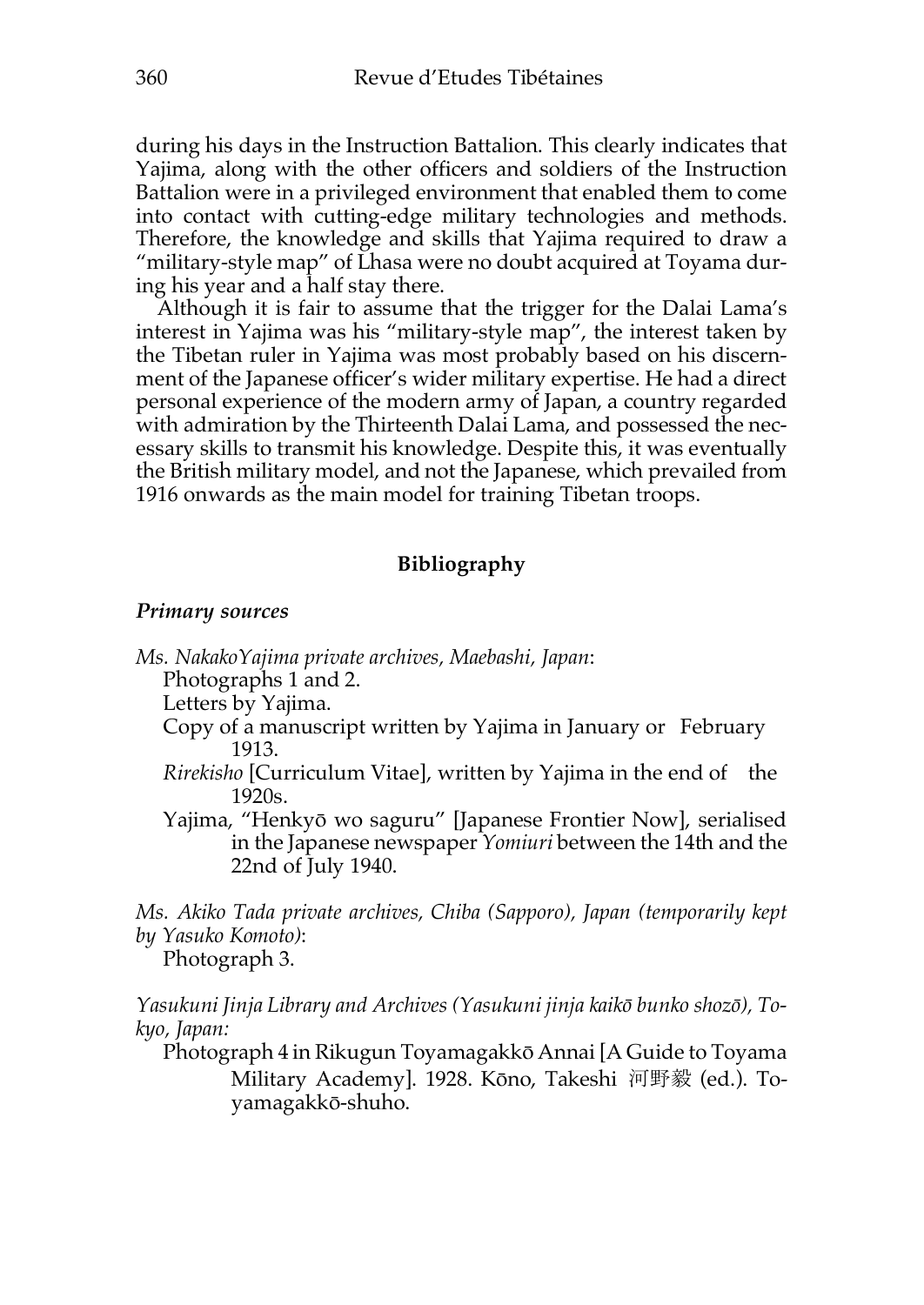during his days in the Instruction Battalion. This clearly indicates that Yajima, along with the other officers and soldiers of the Instruction Battalion were in a privileged environment that enabled them to come into contact with cutting-edge military technologies and methods. Therefore, the knowledge and skills that Yajima required to draw a "military-style map" of Lhasa were no doubt acquired at Toyama during his year and a half stay there.

Although it is fair to assume that the trigger for the Dalai Lama's interest in Yajima was his "military-style map", the interest taken by the Tibetan ruler in Yajima was most probably based on his discernment of the Japanese officer's wider military expertise. He had a direct personal experience of the modern army of Japan, a country regarded with admiration by the Thirteenth Dalai Lama, and possessed the necessary skills to transmit his knowledge. Despite this, it was eventually the British military model, and not the Japanese, which prevailed from 1916 onwards as the main model for training Tibetan troops.

## Bibliography

### *Primary sources*

*Ms. NakakoYajima private archives, Maebashi, Japan*:

- Photographs 1 and 2.
- Letters by Yajima.
- Copy of a manuscript written by Yajima in January or February 1913.
- *Rirekisho* [Curriculum Vitae], written by Yajima in the end of the 1920s.
- Yajima, "Henkyō wo saguru" [Japanese Frontier Now], serialised in the Japanese newspaper *Yomiuri* between the 14th and the 22nd of July 1940.

*Ms. Akiko Tada private archives, Chiba (Sapporo), Japan (temporarily kept by Yasuko Komoto)*:

- Photograph 3.

*Yasukuni Jinja Library and Archives (Yasukuni jinja kaikō bunko shozō), Tokyo, Japan:*

- Photograph 4 in Rikugun Toyamagakkō Annai [A Guide to Toyama Military Academy]. 1928. Kōno, Takeshi 河野毅 (ed.). Toyamagakkō-shuho.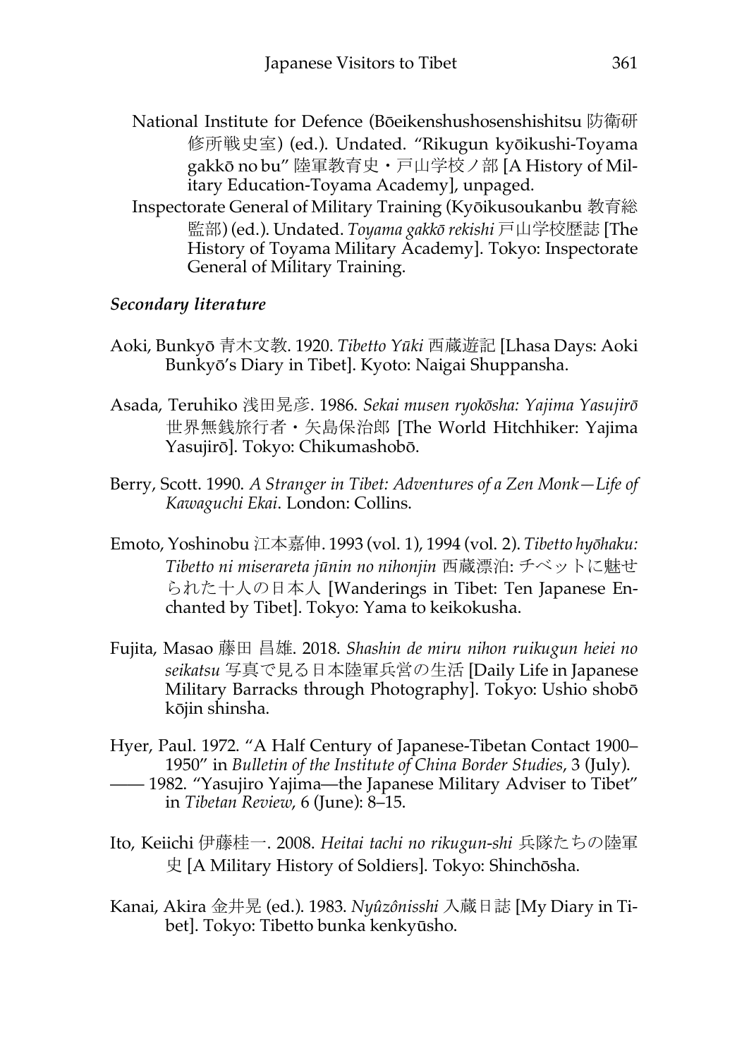National Institute for Defence (Bōeikenshushosenshishitsu 防衛研修所戦史室) (ed.). Undated. "Rikugun kyōikushi-Toyama gakkō no bu" 陸軍教育史・戸山学校ノ部 [A History of Military Education-Toyama Academy], unpaged.

Inspectorate General of Military Training (Kyōikusoukanbu 教育総監部) (ed.). Undated. *Toyama gakkō rekishi* 戸山学校歴誌 [The History of Toyama Military Academy]. Tokyo: Inspectorate General of Military Training.

### *Secondary literature*

Aoki, Bunkyō 青木文教. 1920. *Tibetto Yūki* 西蔵遊記 [Lhasa Days: Aoki Bunkyō's Diary in Tibet]. Kyoto: Naigai Shuppansha.

Asada, Teruhiko 浅田晃彦. 1986. *Sekai musen ryokōsha: Yajima Yasujirō* 世界無銭旅行者・矢島保治郎 [The World Hitchhiker: Yajima Yasujirō]. Tokyo: Chikumashobō.

Berry, Scott. 1990. *A Stranger in Tibet: Adventures of a Zen Monk—Life of Kawaguchi Ekai*. London: Collins.

Emoto, Yoshinobu 江本嘉伸. 1993 (vol. 1), 1994 (vol. 2). *Tibetto hyōhaku: Tibetto ni miserareta jūnin no nihonjin* 西蔵漂泊: チベットに魅せられた十人の日本人 [Wanderings in Tibet: Ten Japanese Enchanted by Tibet]. Tokyo: Yama to keikokusha.

Fujita, Masao 藤田 昌雄. 2018. *Shashin de miru nihon ruikugun heiei no seikatsu* 写真で見る日本陸軍兵営の生活 [Daily Life in Japanese Military Barracks through Photography]. Tokyo: Ushio shobō kōjin shinsha.

Hyer, Paul. 1972. "A Half Century of Japanese-Tibetan Contact 1900–1950" in *Bulletin of the Institute of China Border Studies*, 3 (July).
—— 1982. "Yasujiro Yajima—the Japanese Military Adviser to Tibet" in *Tibetan Review*, 6 (June): 8–15.

Ito, Keiichi 伊藤桂一. 2008. *Heitai tachi no rikugun-shi* 兵隊たちの陸軍史 [A Military History of Soldiers]. Tokyo: Shinchōsha.

Kanai, Akira 金井晃 (ed.). 1983. *Nyûzônisshi* 入蔵日誌 [My Diary in Tibet]. Tokyo: Tibetto bunka kenkyūsho.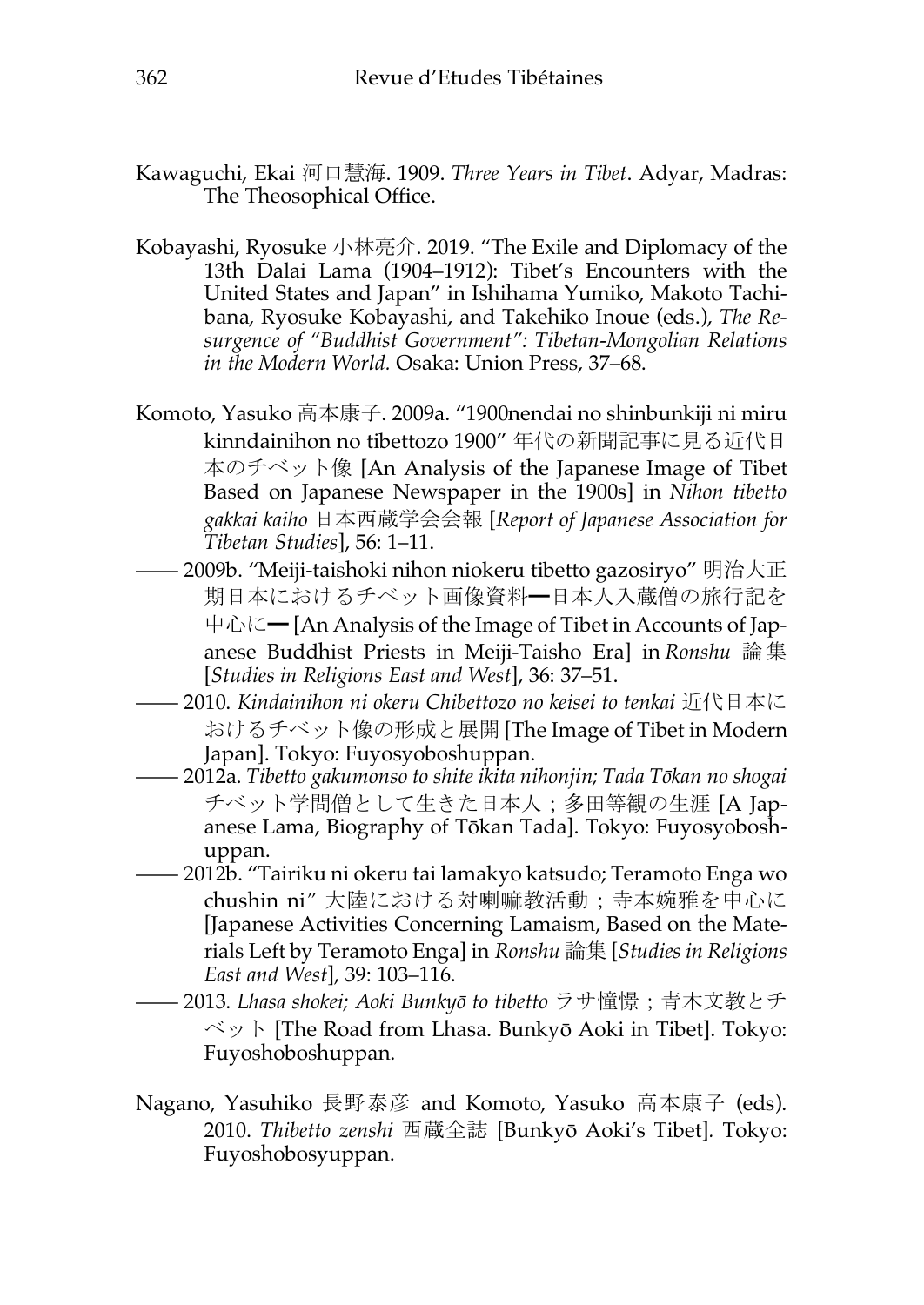Kawaguchi, Ekai 河口慧海. 1909. *Three Years in Tibet*. Adyar, Madras: The Theosophical Office.

Kobayashi, Ryosuke 小林亮介. 2019. "The Exile and Diplomacy of the 13th Dalai Lama (1904–1912): Tibet's Encounters with the United States and Japan" in Ishihama Yumiko, Makoto Tachibana, Ryosuke Kobayashi, and Takehiko Inoue (eds.), *The Resurgence of "Buddhist Government": Tibetan-Mongolian Relations in the Modern World*. Osaka: Union Press, 37–68.

Komoto, Yasuko 高本康子. 2009a. "1900nendai no shinbunkiji ni miru kinndainihon no tibettozo 1900" 年代の新聞記事に見る近代日本のチベット像 [An Analysis of the Japanese Image of Tibet Based on Japanese Newspaper in the 1900s] in *Nihon tibetto gakkai kaiho* 日本西蔵学会会報 [*Report of Japanese Association for Tibetan Studies*], 56: 1–11.

—— 2009b. "Meiji-taishoki nihon niokeru tibetto gazosiryo" 明治大正期日本におけるチベット画像資料━日本人入蔵僧の旅行記を中心に━ [An Analysis of the Image of Tibet in Accounts of Japanese Buddhist Priests in Meiji-Taisho Era] in *Ronshu* 論集 [*Studies in Religions East and West*], 36: 37–51.

—— 2010. *Kindainihon ni okeru Chibettozo no keisei to tenkai* 近代日本におけるチベット像の形成と展開 [The Image of Tibet in Modern Japan]. Tokyo: Fuyosyoboshuppan.

—— 2012a. *Tibetto gakumonso to shite ikita nihonjin; Tada Tōkan no shogai* チベット学問僧として生きた日本人；多田等観の生涯 [A Japanese Lama, Biography of Tōkan Tada]. Tokyo: Fuyosyoboshuppan.

—— 2012b. "Tairiku ni okeru tai lamakyo katsudo; Teramoto Enga wo chushin ni" 大陸における対喇嘛教活動；寺本婉雅を中心に [Japanese Activities Concerning Lamaism, Based on the Materials Left by Teramoto Enga] in *Ronshu* 論集 [*Studies in Religions East and West*], 39: 103–116.

—— 2013. *Lhasa shokei; Aoki Bunkyō to tibetto* ラサ憧憬；青木文教とチベット [The Road from Lhasa. Bunkyō Aoki in Tibet]. Tokyo: Fuyoshoboshuppan.

Nagano, Yasuhiko 長野泰彦 and Komoto, Yasuko 高本康子 (eds). 2010. *Thibetto zenshi* 西蔵全誌 [Bunkyō Aoki's Tibet]. Tokyo: Fuyoshobosyuppan.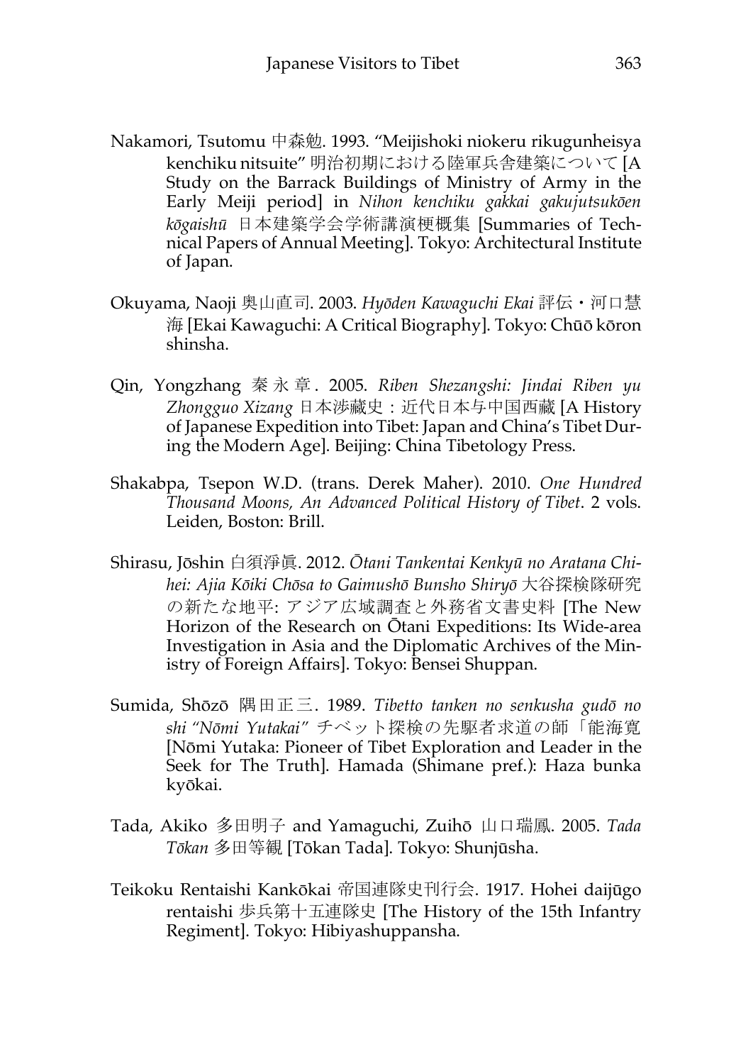Nakamori, Tsutomu 中森勉. 1993. "Meijishoki niokeru rikugunheisya kenchiku nitsuite" 明治初期における陸軍兵舎建築について [A Study on the Barrack Buildings of Ministry of Army in the Early Meiji period] in *Nihon kenchiku gakkai gakujutsukōen kōgaishū* 日本建築学会学術講演梗概集 [Summaries of Technical Papers of Annual Meeting]. Tokyo: Architectural Institute of Japan.

Okuyama, Naoji 奥山直司. 2003. *Hyōden Kawaguchi Ekai* 評伝・河口慧海 [Ekai Kawaguchi: A Critical Biography]. Tokyo: Chūō kōron shinsha.

Qin, Yongzhang 秦永章. 2005. *Riben Shezangshi: Jindai Riben yu Zhongguo Xizang* 日本涉藏史：近代日本与中国西藏 [A History of Japanese Expedition into Tibet: Japan and China's Tibet During the Modern Age]. Beijing: China Tibetology Press.

Shakabpa, Tsepon W.D. (trans. Derek Maher). 2010. *One Hundred Thousand Moons, An Advanced Political History of Tibet*. 2 vols. Leiden, Boston: Brill.

Shirasu, Jōshin 白須淨眞. 2012. *Ōtani Tankentai Kenkyū no Aratana Chihei: Ajia Kōiki Chōsa to Gaimushō Bunsho Shiryō* 大谷探検隊研究の新たな地平: アジア広域調査と外務省文書史料 [The New Horizon of the Research on Ōtani Expeditions: Its Wide-area Investigation in Asia and the Diplomatic Archives of the Ministry of Foreign Affairs]. Tokyo: Bensei Shuppan.

Sumida, Shōzō 隅田正三. 1989. *Tibetto tanken no senkusha gudō no shi "Nōmi Yutakai"* チベット探検の先駆者求道の師「能海寛 [Nōmi Yutaka: Pioneer of Tibet Exploration and Leader in the Seek for The Truth]. Hamada (Shimane pref.): Haza bunka kyōkai.

Tada, Akiko 多田明子 and Yamaguchi, Zuihō 山口瑞鳳. 2005. *Tada Tōkan* 多田等観 [Tōkan Tada]. Tokyo: Shunjūsha.

Teikoku Rentaishi Kankōkai 帝国連隊史刊行会. 1917. Hohei daijūgo rentaishi 歩兵第十五連隊史 [The History of the 15th Infantry Regiment]. Tokyo: Hibiyashuppansha.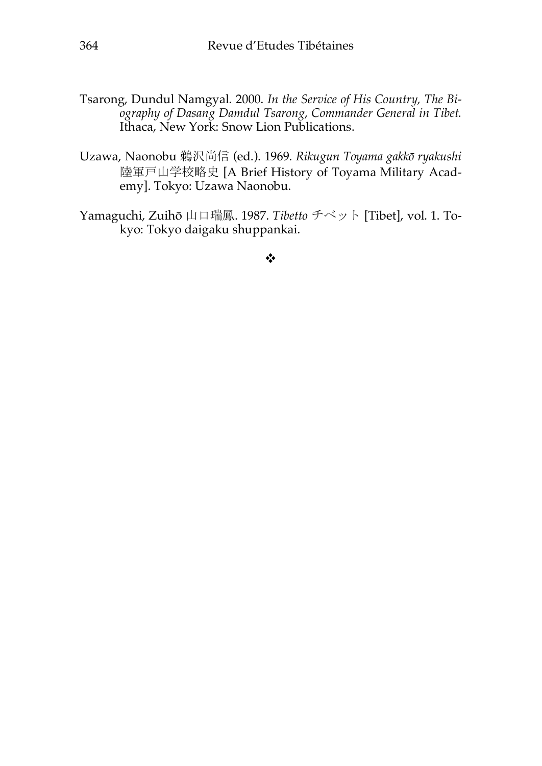Tsarong, Dundul Namgyal. 2000. *In the Service of His Country, The Biography of Dasang Damdul Tsarong, Commander General in Tibet.* Ithaca, New York: Snow Lion Publications.

Uzawa, Naonobu 鵜沢尚信 (ed.). 1969. *Rikugun Toyama gakkō ryakushi* 陸軍戸山学校略史 [A Brief History of Toyama Military Academy]. Tokyo: Uzawa Naonobu.

Yamaguchi, Zuihō 山口瑞鳳. 1987. *Tibetto* チベット [Tibet], vol. 1. Tokyo: Tokyo daigaku shuppankai.

❖